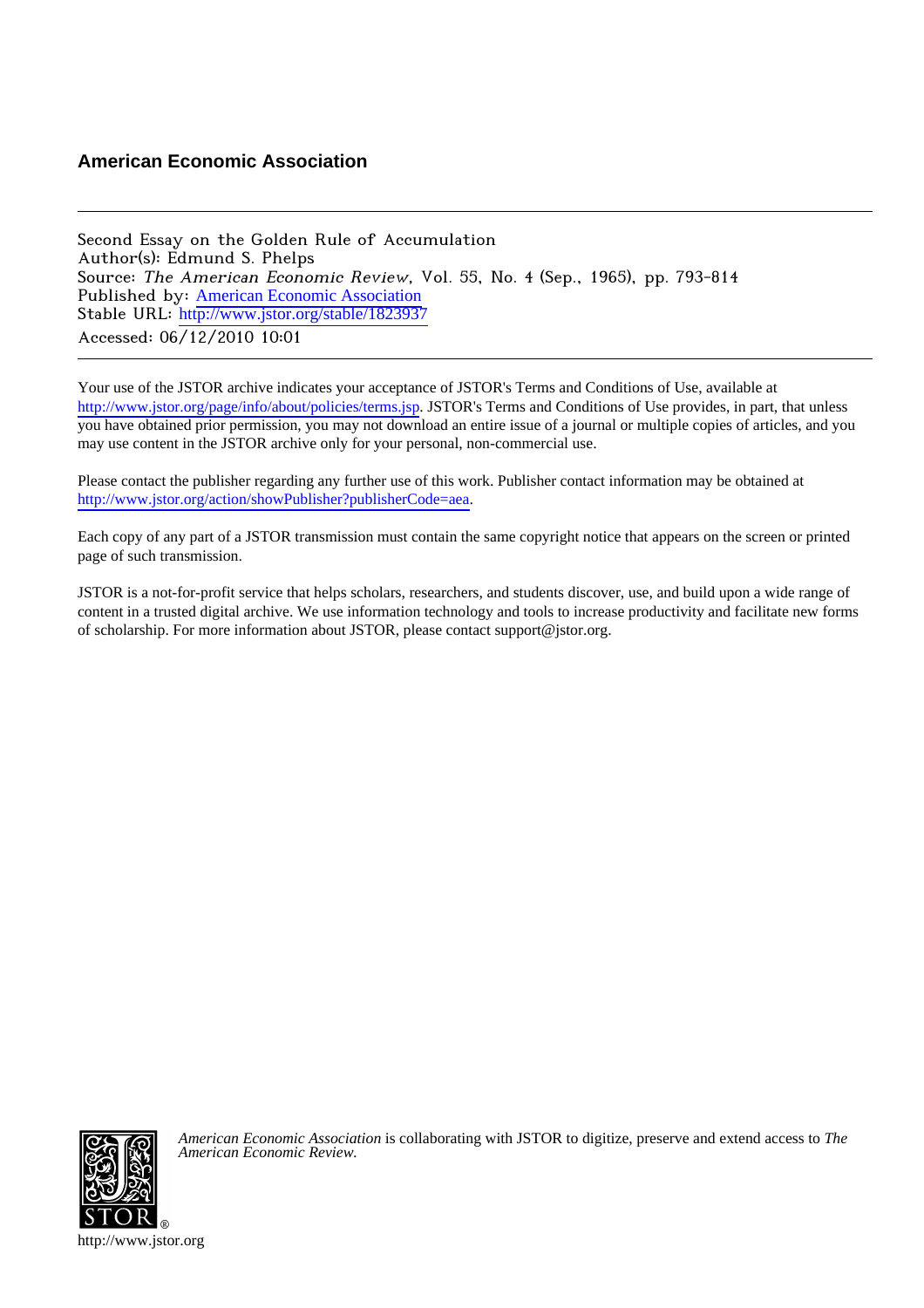**American Economic Association**

---

Second Essay on the Golden Rule of Accumulation
Author(s): Edmund S. Phelps
Source: *The American Economic Review*, Vol. 55, No. 4 (Sep., 1965), pp. 793-814
Published by: American Economic Association
Stable URL: http://www.jstor.org/stable/1823937
Accessed: 06/12/2010 10:01

---

Your use of the JSTOR archive indicates your acceptance of JSTOR's Terms and Conditions of Use, available at http://www.jstor.org/page/info/about/policies/terms.jsp. JSTOR's Terms and Conditions of Use provides, in part, that unless you have obtained prior permission, you may not download an entire issue of a journal or multiple copies of articles, and you may use content in the JSTOR archive only for your personal, non-commercial use.

Please contact the publisher regarding any further use of this work. Publisher contact information may be obtained at http://www.jstor.org/action/showPublisher?publisherCode=aea.

Each copy of any part of a JSTOR transmission must contain the same copyright notice that appears on the screen or printed page of such transmission.

JSTOR is a not-for-profit service that helps scholars, researchers, and students discover, use, and build upon a wide range of content in a trusted digital archive. We use information technology and tools to increase productivity and facilitate new forms of scholarship. For more information about JSTOR, please contact support@jstor.org.

*American Economic Association* is collaborating with JSTOR to digitize, preserve and extend access to *The American Economic Review.*

http://www.jstor.org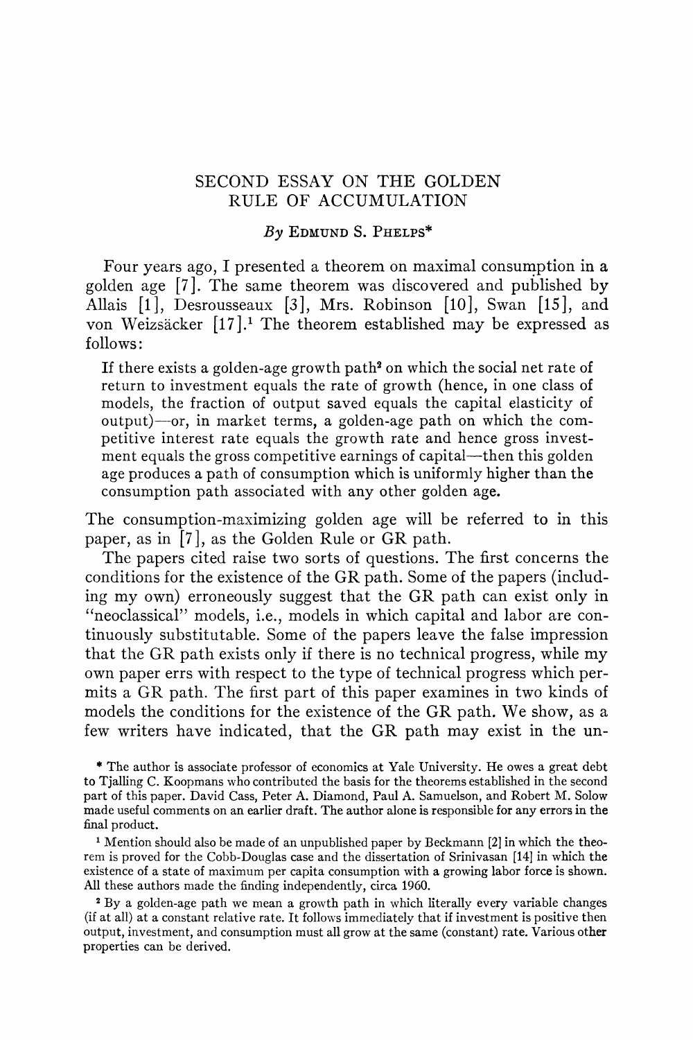# SECOND ESSAY ON THE GOLDEN RULE OF ACCUMULATION

*By* Edmund S. Phelps*

Four years ago, I presented a theorem on maximal consumption in a golden age [7]. The same theorem was discovered and published by Allais [1], Desrousseaux [3], Mrs. Robinson [10], Swan [15], and von Weizsäcker [17].[1] The theorem established may be expressed as follows:

> If there exists a golden-age growth path[2] on which the social net rate of return to investment equals the rate of growth (hence, in one class of models, the fraction of output saved equals the capital elasticity of output)—or, in market terms, a golden-age path on which the competitive interest rate equals the growth rate and hence gross investment equals the gross competitive earnings of capital—then this golden age produces a path of consumption which is uniformly higher than the consumption path associated with any other golden age.

The consumption-maximizing golden age will be referred to in this paper, as in [7], as the Golden Rule or GR path.

The papers cited raise two sorts of questions. The first concerns the conditions for the existence of the GR path. Some of the papers (including my own) erroneously suggest that the GR path can exist only in "neoclassical" models, i.e., models in which capital and labor are continuously substitutable. Some of the papers leave the false impression that the GR path exists only if there is no technical progress, while my own paper errs with respect to the type of technical progress which permits a GR path. The first part of this paper examines in two kinds of models the conditions for the existence of the GR path. We show, as a few writers have indicated, that the GR path may exist in the un-

---

* The author is associate professor of economics at Yale University. He owes a great debt to Tjalling C. Koopmans who contributed the basis for the theorems established in the second part of this paper. David Cass, Peter A. Diamond, Paul A. Samuelson, and Robert M. Solow made useful comments on an earlier draft. The author alone is responsible for any errors in the final product.

[1] Mention should also be made of an unpublished paper by Beckmann [2] in which the theorem is proved for the Cobb-Douglas case and the dissertation of Srinivasan [14] in which the existence of a state of maximum per capita consumption with a growing labor force is shown. All these authors made the finding independently, circa 1960.

[2] By a golden-age path we mean a growth path in which literally every variable changes (if at all) at a constant relative rate. It follows immediately that if investment is positive then output, investment, and consumption must all grow at the same (constant) rate. Various other properties can be derived.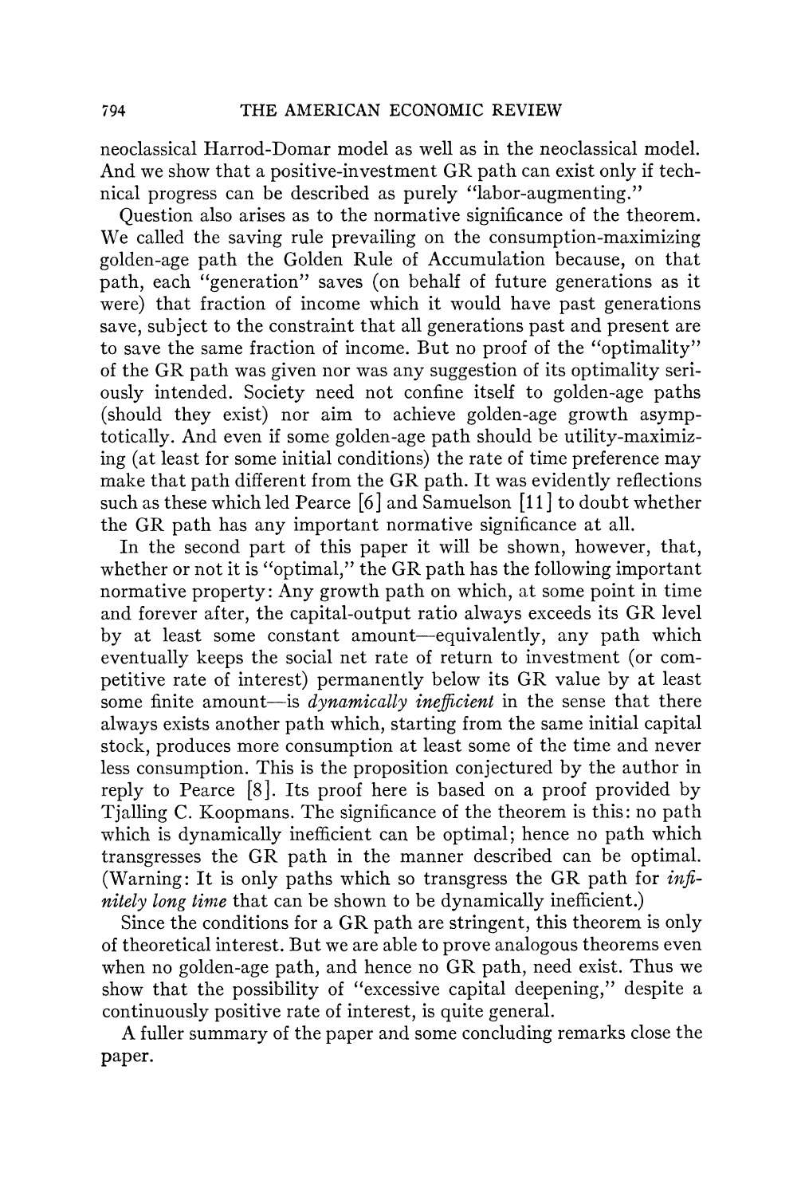neoclassical Harrod-Domar model as well as in the neoclassical model. And we show that a positive-investment GR path can exist only if technical progress can be described as purely "labor-augmenting."

Question also arises as to the normative significance of the theorem. We called the saving rule prevailing on the consumption-maximizing golden-age path the Golden Rule of Accumulation because, on that path, each "generation" saves (on behalf of future generations as it were) that fraction of income which it would have past generations save, subject to the constraint that all generations past and present are to save the same fraction of income. But no proof of the "optimality" of the GR path was given nor was any suggestion of its optimality seriously intended. Society need not confine itself to golden-age paths (should they exist) nor aim to achieve golden-age growth asymptotically. And even if some golden-age path should be utility-maximizing (at least for some initial conditions) the rate of time preference may make that path different from the GR path. It was evidently reflections such as these which led Pearce [6] and Samuelson [11] to doubt whether the GR path has any important normative significance at all.

In the second part of this paper it will be shown, however, that, whether or not it is "optimal," the GR path has the following important normative property: Any growth path on which, at some point in time and forever after, the capital-output ratio always exceeds its GR level by at least some constant amount—equivalently, any path which eventually keeps the social net rate of return to investment (or competitive rate of interest) permanently below its GR value by at least some finite amount—is *dynamically inefficient* in the sense that there always exists another path which, starting from the same initial capital stock, produces more consumption at least some of the time and never less consumption. This is the proposition conjectured by the author in reply to Pearce [8]. Its proof here is based on a proof provided by Tjalling C. Koopmans. The significance of the theorem is this: no path which is dynamically inefficient can be optimal; hence no path which transgresses the GR path in the manner described can be optimal. (Warning: It is only paths which so transgress the GR path for *infinitely long time* that can be shown to be dynamically inefficient.)

Since the conditions for a GR path are stringent, this theorem is only of theoretical interest. But we are able to prove analogous theorems even when no golden-age path, and hence no GR path, need exist. Thus we show that the possibility of "excessive capital deepening," despite a continuously positive rate of interest, is quite general.

A fuller summary of the paper and some concluding remarks close the paper.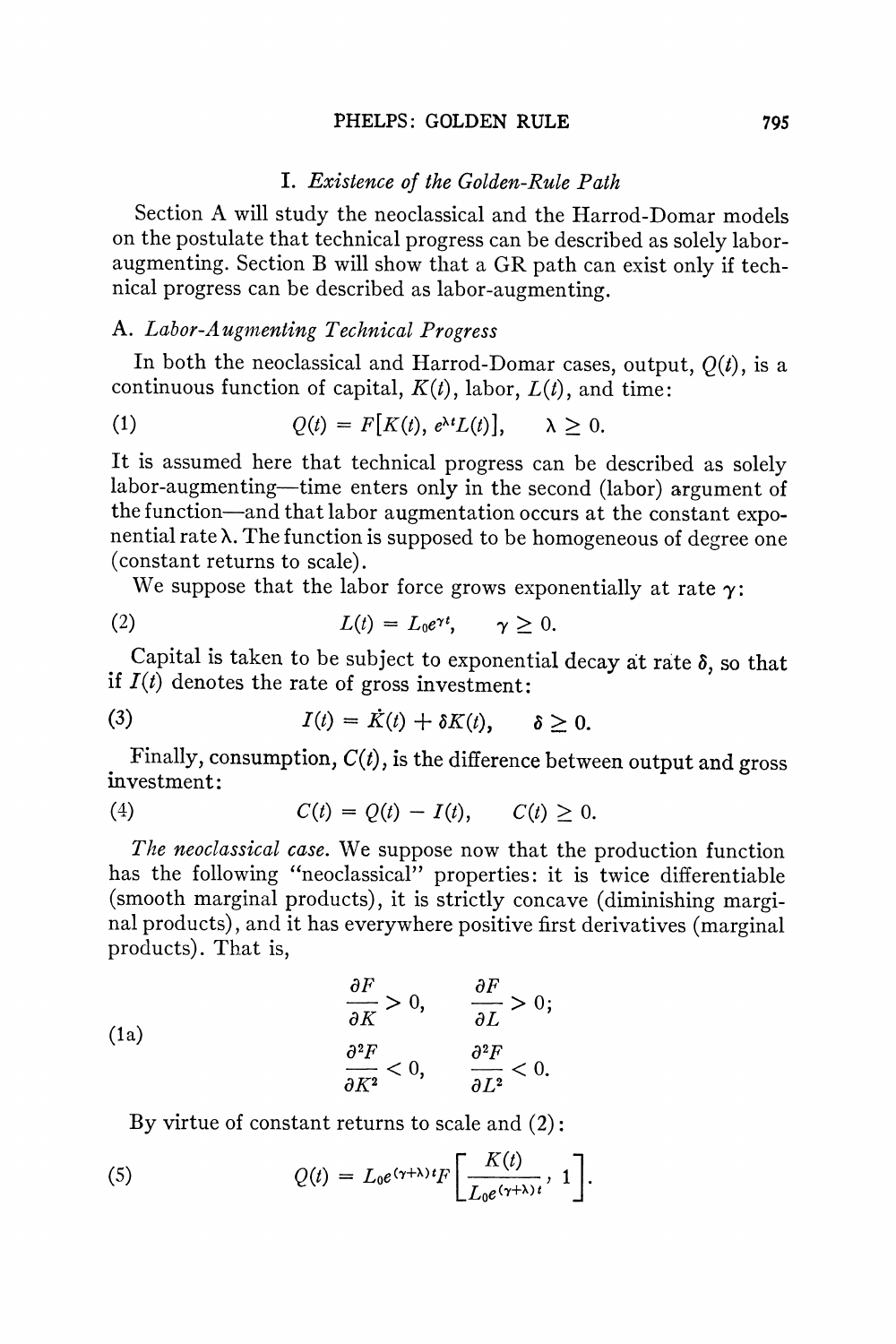## I. *Existence of the Golden-Rule Path*

Section A will study the neoclassical and the Harrod-Domar models on the postulate that technical progress can be described as solely labor-augmenting. Section B will show that a GR path can exist only if technical progress can be described as labor-augmenting.

### A. *Labor-Augmenting Technical Progress*

In both the neoclassical and Harrod-Domar cases, output, $Q(t)$, is a continuous function of capital, $K(t)$, labor, $L(t)$, and time:

$$Q(t) = F[K(t), e^{\lambda t}L(t)], \qquad \lambda \geq 0. \tag{1}$$

It is assumed here that technical progress can be described as solely labor-augmenting—time enters only in the second (labor) argument of the function—and that labor augmentation occurs at the constant exponential rate $\lambda$. The function is supposed to be homogeneous of degree one (constant returns to scale).

We suppose that the labor force grows exponentially at rate $\gamma$:

$$L(t) = L_0 e^{\gamma t}, \qquad \gamma \geq 0. \tag{2}$$

Capital is taken to be subject to exponential decay at rate $\delta$, so that if $I(t)$ denotes the rate of gross investment:

$$I(t) = \dot{K}(t) + \delta K(t), \qquad \delta \geq 0. \tag{3}$$

Finally, consumption, $C(t)$, is the difference between output and gross investment:

$$C(t) = Q(t) - I(t), \qquad C(t) \geq 0. \tag{4}$$

*The neoclassical case.* We suppose now that the production function has the following "neoclassical" properties: it is twice differentiable (smooth marginal products), it is strictly concave (diminishing marginal products), and it has everywhere positive first derivatives (marginal products). That is,

$$\frac{\partial F}{\partial K} > 0, \qquad \frac{\partial F}{\partial L} > 0;$$
$$\frac{\partial^2 F}{\partial K^2} < 0, \qquad \frac{\partial^2 F}{\partial L^2} < 0. \tag{1a}$$

By virtue of constant returns to scale and (2):

$$Q(t) = L_0 e^{(\gamma+\lambda)t} F\left[\frac{K(t)}{L_0 e^{(\gamma+\lambda)t}}, 1\right]. \tag{5}$$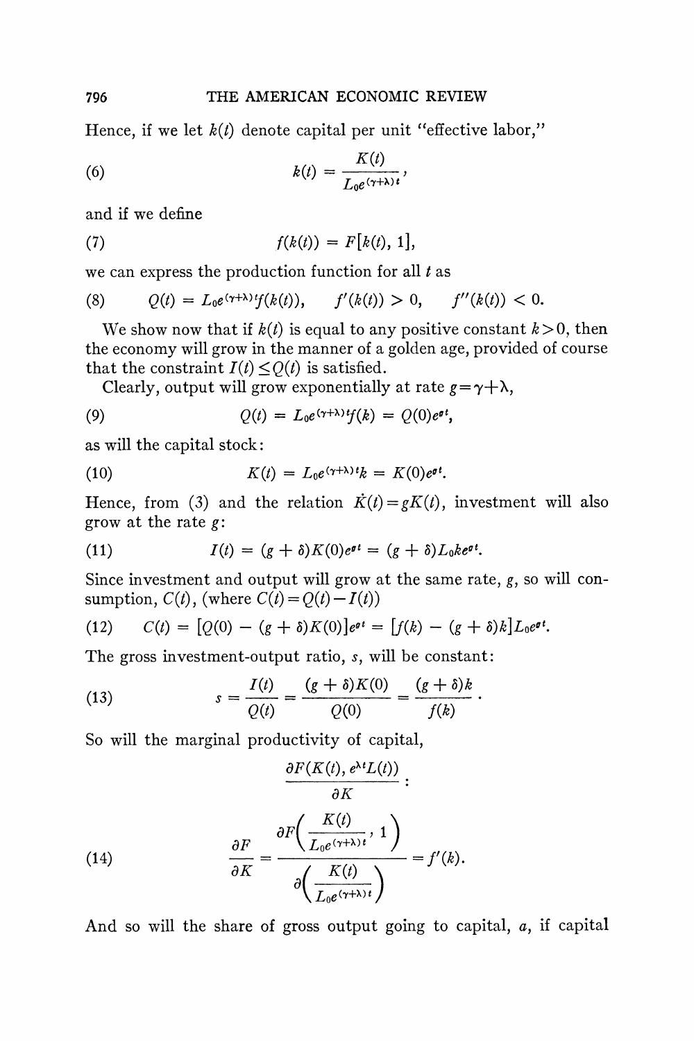Hence, if we let $k(t)$ denote capital per unit "effective labor,"

$$k(t) = \frac{K(t)}{L_0 e^{(\gamma+\lambda)t}}, \tag{6}$$

and if we define

$$f(k(t)) = F[k(t), 1], \tag{7}$$

we can express the production function for all $t$ as

$$Q(t) = L_0 e^{(\gamma+\lambda)t} f(k(t)), \qquad f'(k(t)) > 0, \qquad f''(k(t)) < 0. \tag{8}$$

We show now that if $k(t)$ is equal to any positive constant $k > 0$, then the economy will grow in the manner of a golden age, provided of course that the constraint $I(t) \leq Q(t)$ is satisfied.

Clearly, output will grow exponentially at rate $g = \gamma + \lambda$,

$$Q(t) = L_0 e^{(\gamma+\lambda)t} f(k) = Q(0) e^{gt}, \tag{9}$$

as will the capital stock:

$$K(t) = L_0 e^{(\gamma+\lambda)t} k = K(0) e^{gt}. \tag{10}$$

Hence, from (3) and the relation $\dot{K}(t) = gK(t)$, investment will also grow at the rate $g$:

$$I(t) = (g + \delta) K(0) e^{gt} = (g + \delta) L_0 k e^{gt}. \tag{11}$$

Since investment and output will grow at the same rate, $g$, so will consumption, $C(t)$, (where $C(t) = Q(t) - I(t)$)

$$C(t) = [Q(0) - (g + \delta) K(0)] e^{gt} = [f(k) - (g + \delta) k] L_0 e^{gt}. \tag{12}$$

The gross investment-output ratio, $s$, will be constant:

$$s = \frac{I(t)}{Q(t)} = \frac{(g + \delta) K(0)}{Q(0)} = \frac{(g + \delta) k}{f(k)}. \tag{13}$$

So will the marginal productivity of capital,

$$\frac{\partial F(K(t), e^{\lambda t} L(t))}{\partial K}:$$

$$\frac{\partial F}{\partial K} = \frac{\partial F\left(\frac{K(t)}{L_0 e^{(\gamma+\lambda)t}}, 1\right)}{\partial \left(\frac{K(t)}{L_0 e^{(\gamma+\lambda)t}}\right)} = f'(k). \tag{14}$$

And so will the share of gross output going to capital, $a$, if capital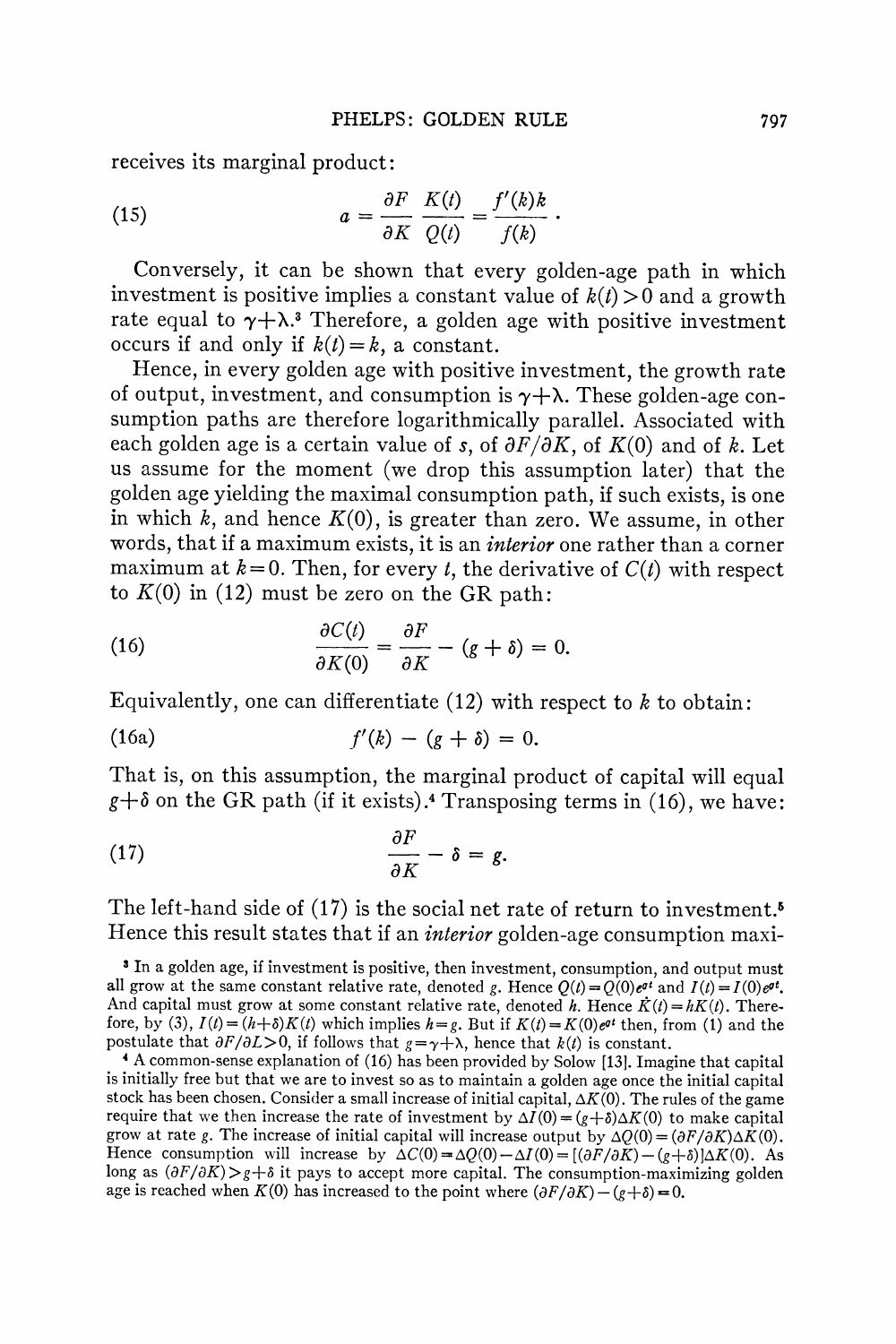receives its marginal product:

$$a = \frac{\partial F}{\partial K} \frac{K(t)}{Q(t)} = \frac{f'(k)k}{f(k)}. \tag{15}$$

Conversely, it can be shown that every golden-age path in which investment is positive implies a constant value of $k(t) > 0$ and a growth rate equal to $\gamma + \lambda$.[3] Therefore, a golden age with positive investment occurs if and only if $k(t) = k$, a constant.

Hence, in every golden age with positive investment, the growth rate of output, investment, and consumption is $\gamma + \lambda$. These golden-age consumption paths are therefore logarithmically parallel. Associated with each golden age is a certain value of $s$, of $\partial F / \partial K$, of $K(0)$ and of $k$. Let us assume for the moment (we drop this assumption later) that the golden age yielding the maximal consumption path, if such exists, is one in which $k$, and hence $K(0)$, is greater than zero. We assume, in other words, that if a maximum exists, it is an *interior* one rather than a corner maximum at $k = 0$. Then, for every $t$, the derivative of $C(t)$ with respect to $K(0)$ in (12) must be zero on the GR path:

$$\frac{\partial C(t)}{\partial K(0)} = \frac{\partial F}{\partial K} - (g + \delta) = 0. \tag{16}$$

Equivalently, one can differentiate (12) with respect to $k$ to obtain:

$$f'(k) - (g + \delta) = 0. \tag{16a}$$

That is, on this assumption, the marginal product of capital will equal $g + \delta$ on the GR path (if it exists).[4] Transposing terms in (16), we have:

$$\frac{\partial F}{\partial K} - \delta = g. \tag{17}$$

The left-hand side of (17) is the social net rate of return to investment.[5] Hence this result states that if an *interior* golden-age consumption maxi-

[3] In a golden age, if investment is positive, then investment, consumption, and output must all grow at the same constant relative rate, denoted $g$. Hence $Q(t) = Q(0)e^{gt}$ and $I(t) = I(0)e^{gt}$. And capital must grow at some constant relative rate, denoted $h$. Hence $\dot{K}(t) = hK(t)$. Therefore, by (3), $I(t) = (h + \delta)K(t)$ which implies $h = g$. But if $K(t) = K(0)e^{gt}$ then, from (1) and the postulate that $\partial F / \partial L > 0$, if follows that $g = \gamma + \lambda$, hence that $k(t)$ is constant.

[4] A common-sense explanation of (16) has been provided by Solow [13]. Imagine that capital is initially free but that we are to invest so as to maintain a golden age once the initial capital stock has been chosen. Consider a small increase of initial capital, $\Delta K(0)$. The rules of the game require that we then increase the rate of investment by $\Delta I(0) = (g + \delta)\Delta K(0)$ to make capital grow at rate $g$. The increase of initial capital will increase output by $\Delta Q(0) = (\partial F / \partial K)\Delta K(0)$. Hence consumption will increase by $\Delta C(0) = \Delta Q(0) - \Delta I(0) = [(\partial F / \partial K) - (g + \delta)]\Delta K(0)$. As long as $(\partial F / \partial K) > g + \delta$ it pays to accept more capital. The consumption-maximizing golden age is reached when $K(0)$ has increased to the point where $(\partial F / \partial K) - (g + \delta) = 0$.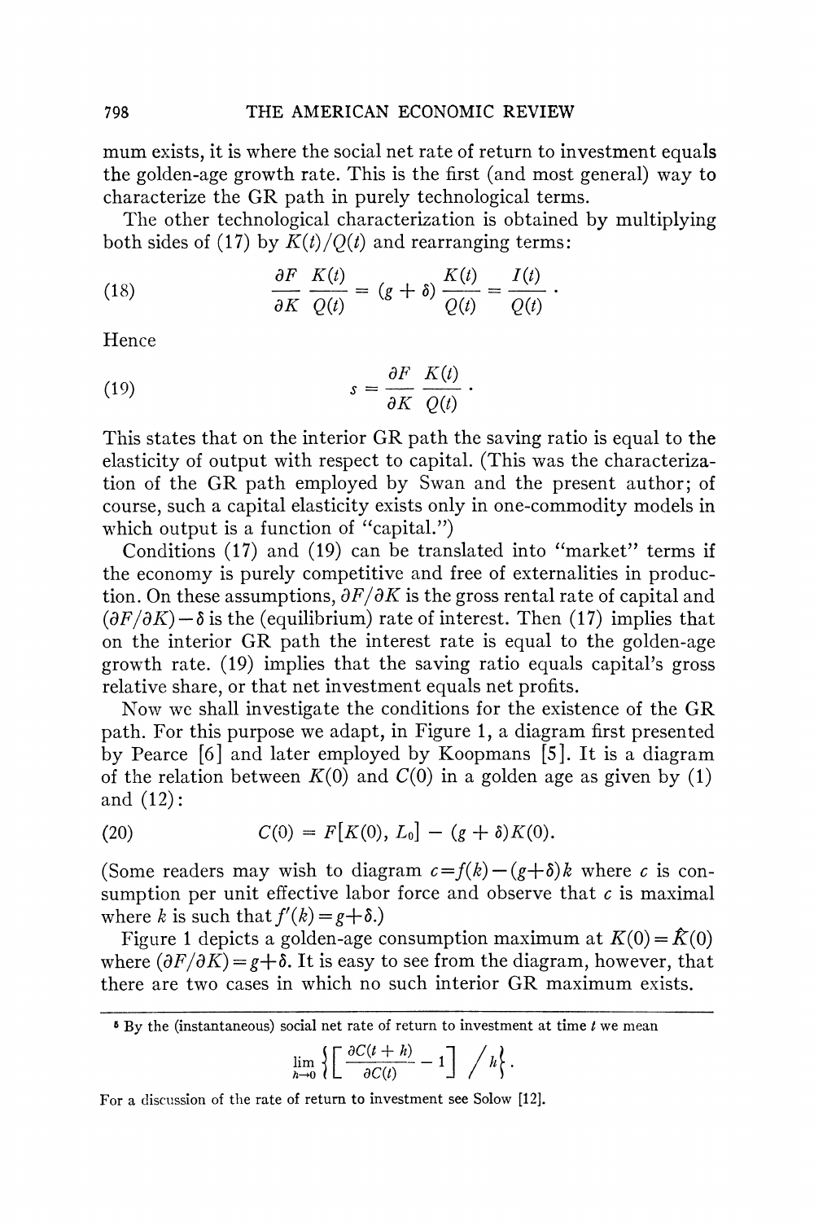mum exists, it is where the social net rate of return to investment equals the golden-age growth rate. This is the first (and most general) way to characterize the GR path in purely technological terms.

The other technological characterization is obtained by multiplying both sides of (17) by $K(t)/Q(t)$ and rearranging terms:

$$\frac{\partial F}{\partial K}\frac{K(t)}{Q(t)} = (g+\delta)\frac{K(t)}{Q(t)} = \frac{I(t)}{Q(t)}. \tag{18}$$

Hence

$$s = \frac{\partial F}{\partial K}\frac{K(t)}{Q(t)}. \tag{19}$$

This states that on the interior GR path the saving ratio is equal to the elasticity of output with respect to capital. (This was the characterization of the GR path employed by Swan and the present author; of course, such a capital elasticity exists only in one-commodity models in which output is a function of "capital.")

Conditions (17) and (19) can be translated into "market" terms if the economy is purely competitive and free of externalities in production. On these assumptions, $\partial F/\partial K$ is the gross rental rate of capital and $(\partial F/\partial K)-\delta$ is the (equilibrium) rate of interest. Then (17) implies that on the interior GR path the interest rate is equal to the golden-age growth rate. (19) implies that the saving ratio equals capital's gross relative share, or that net investment equals net profits.

Now we shall investigate the conditions for the existence of the GR path. For this purpose we adapt, in Figure 1, a diagram first presented by Pearce [6] and later employed by Koopmans [5]. It is a diagram of the relation between $K(0)$ and $C(0)$ in a golden age as given by (1) and (12):

$$C(0) = F[K(0), L_0] - (g+\delta)K(0). \tag{20}$$

(Some readers may wish to diagram $c = f(k) - (g+\delta)k$ where $c$ is consumption per unit effective labor force and observe that $c$ is maximal where $k$ is such that $f'(k) = g+\delta$.)

Figure 1 depicts a golden-age consumption maximum at $K(0) = \hat{K}(0)$ where $(\partial F/\partial K) = g+\delta$. It is easy to see from the diagram, however, that there are two cases in which no such interior GR maximum exists.

---

[5] By the (instantaneous) social net rate of return to investment at time $t$ we mean

$$\lim_{h\to 0}\left\{\left[\frac{\partial C(t+h)}{\partial C(t)} - 1\right] \Big/ h\right\}.$$

For a discussion of the rate of return to investment see Solow [12].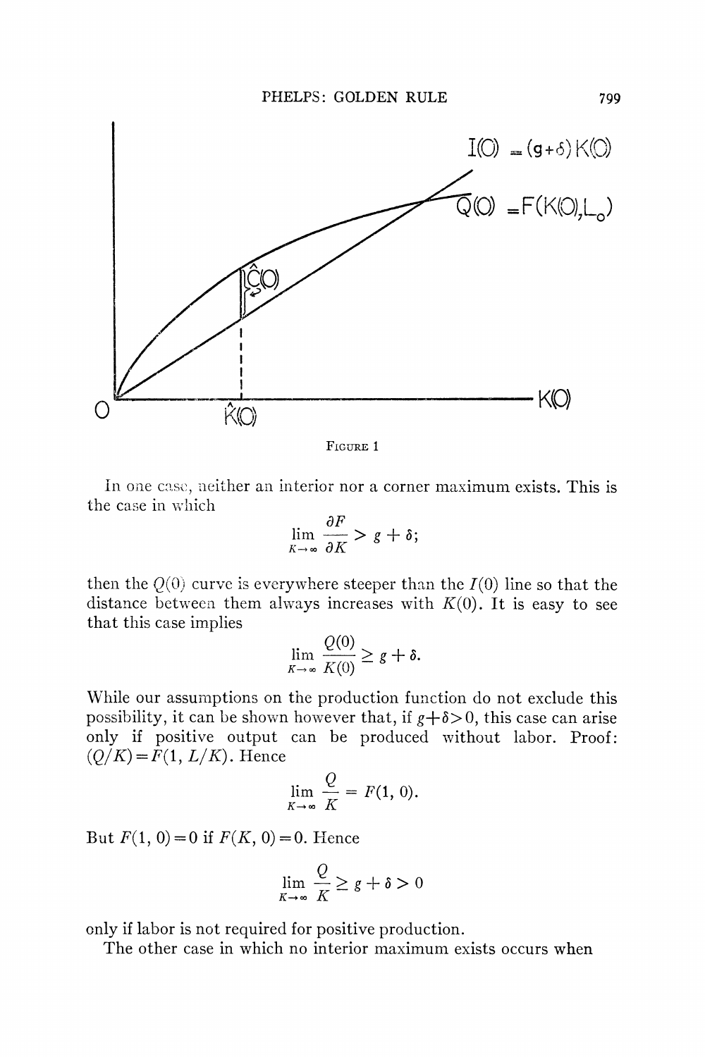FIGURE 1

In one case, neither an interior nor a corner maximum exists. This is the case in which

$$\lim_{K \to \infty} \frac{\partial F}{\partial K} > g + \delta;$$

then the $Q(0)$ curve is everywhere steeper than the $I(0)$ line so that the distance between them always increases with $K(0)$. It is easy to see that this case implies

$$\lim_{K \to \infty} \frac{Q(0)}{K(0)} \geq g + \delta.$$

While our assumptions on the production function do not exclude this possibility, it can be shown however that, if $g+\delta>0$, this case can arise only if positive output can be produced without labor. Proof: $(Q/K) = F(1, L/K)$. Hence

$$\lim_{K \to \infty} \frac{Q}{K} = F(1, 0).$$

But $F(1, 0)=0$ if $F(K, 0)=0$. Hence

$$\lim_{K \to \infty} \frac{Q}{K} \geq g + \delta > 0$$

only if labor is not required for positive production.

The other case in which no interior maximum exists occurs when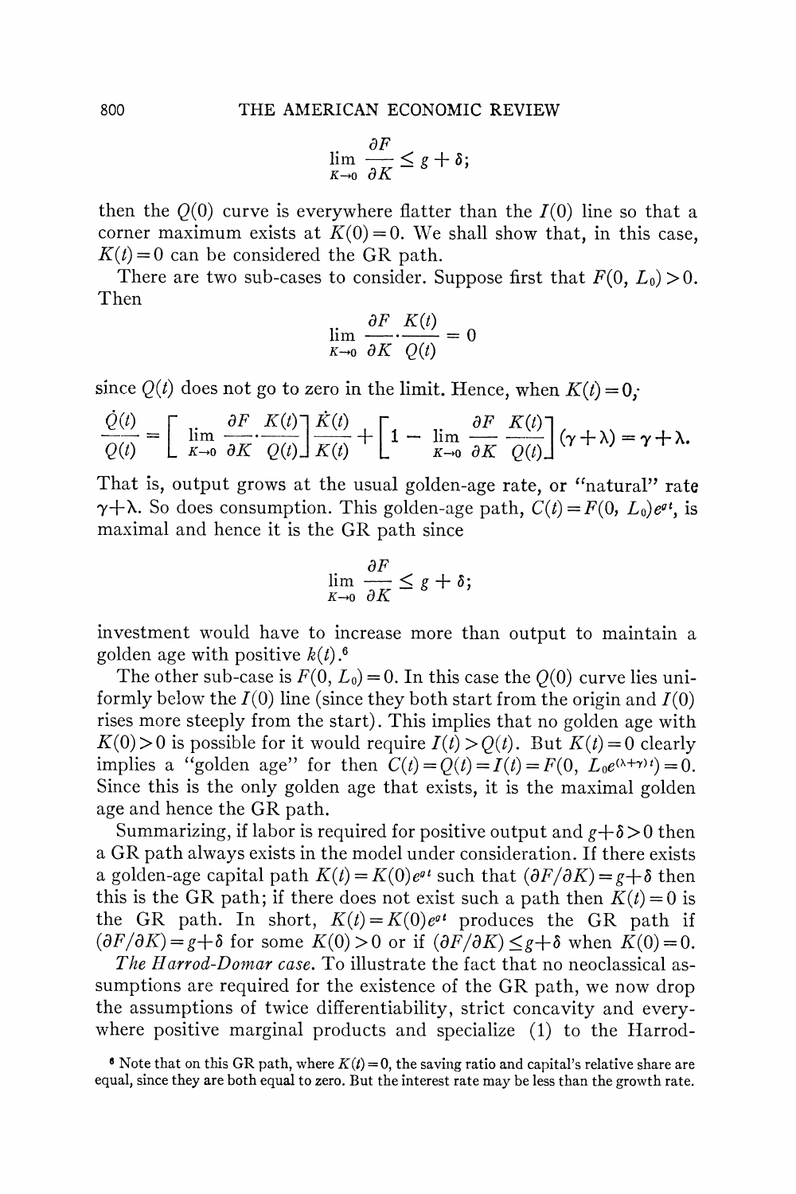$$\lim_{K \to 0} \frac{\partial F}{\partial K} \leq g + \delta;$$

then the $Q(0)$ curve is everywhere flatter than the $I(0)$ line so that a corner maximum exists at $K(0)=0$. We shall show that, in this case, $K(t)=0$ can be considered the GR path.

There are two sub-cases to consider. Suppose first that $F(0, L_0)>0$. Then

$$\lim_{K \to 0} \frac{\partial F}{\partial K} \cdot \frac{K(t)}{Q(t)} = 0$$

since $Q(t)$ does not go to zero in the limit. Hence, when $K(t)=0$;

$$\frac{\dot{Q}(t)}{Q(t)} = \left[ \lim_{K \to 0} \frac{\partial F}{\partial K} \cdot \frac{K(t)}{Q(t)} \right] \frac{\dot{K}(t)}{K(t)} + \left[ 1 - \lim_{K \to 0} \frac{\partial F}{\partial K} \frac{K(t)}{Q(t)} \right] (\gamma + \lambda) = \gamma + \lambda.$$

That is, output grows at the usual golden-age rate, or "natural" rate $\gamma+\lambda$. So does consumption. This golden-age path, $C(t)=F(0, L_0)e^{gt}$, is maximal and hence it is the GR path since

$$\lim_{K \to 0} \frac{\partial F}{\partial K} \leq g + \delta;$$

investment would have to increase more than output to maintain a golden age with positive $k(t)$.[6]

The other sub-case is $F(0, L_0)=0$. In this case the $Q(0)$ curve lies uniformly below the $I(0)$ line (since they both start from the origin and $I(0)$ rises more steeply from the start). This implies that no golden age with $K(0)>0$ is possible for it would require $I(t)>Q(t)$. But $K(t)=0$ clearly implies a "golden age" for then $C(t)=Q(t)=I(t)=F(0, L_0e^{(\lambda+\gamma)t})=0$. Since this is the only golden age that exists, it is the maximal golden age and hence the GR path.

Summarizing, if labor is required for positive output and $g+\delta>0$ then a GR path always exists in the model under consideration. If there exists a golden-age capital path $K(t)=K(0)e^{gt}$ such that $(\partial F/\partial K)=g+\delta$ then this is the GR path; if there does not exist such a path then $K(t)=0$ is the GR path. In short, $K(t)=K(0)e^{gt}$ produces the GR path if $(\partial F/\partial K)=g+\delta$ for some $K(0)>0$ or if $(\partial F/\partial K)\leq g+\delta$ when $K(0)=0$.

*The Harrod-Domar case.* To illustrate the fact that no neoclassical assumptions are required for the existence of the GR path, we now drop the assumptions of twice differentiability, strict concavity and everywhere positive marginal products and specialize (1) to the Harrod-

[6] Note that on this GR path, where $K(t)=0$, the saving ratio and capital's relative share are equal, since they are both equal to zero. But the interest rate may be less than the growth rate.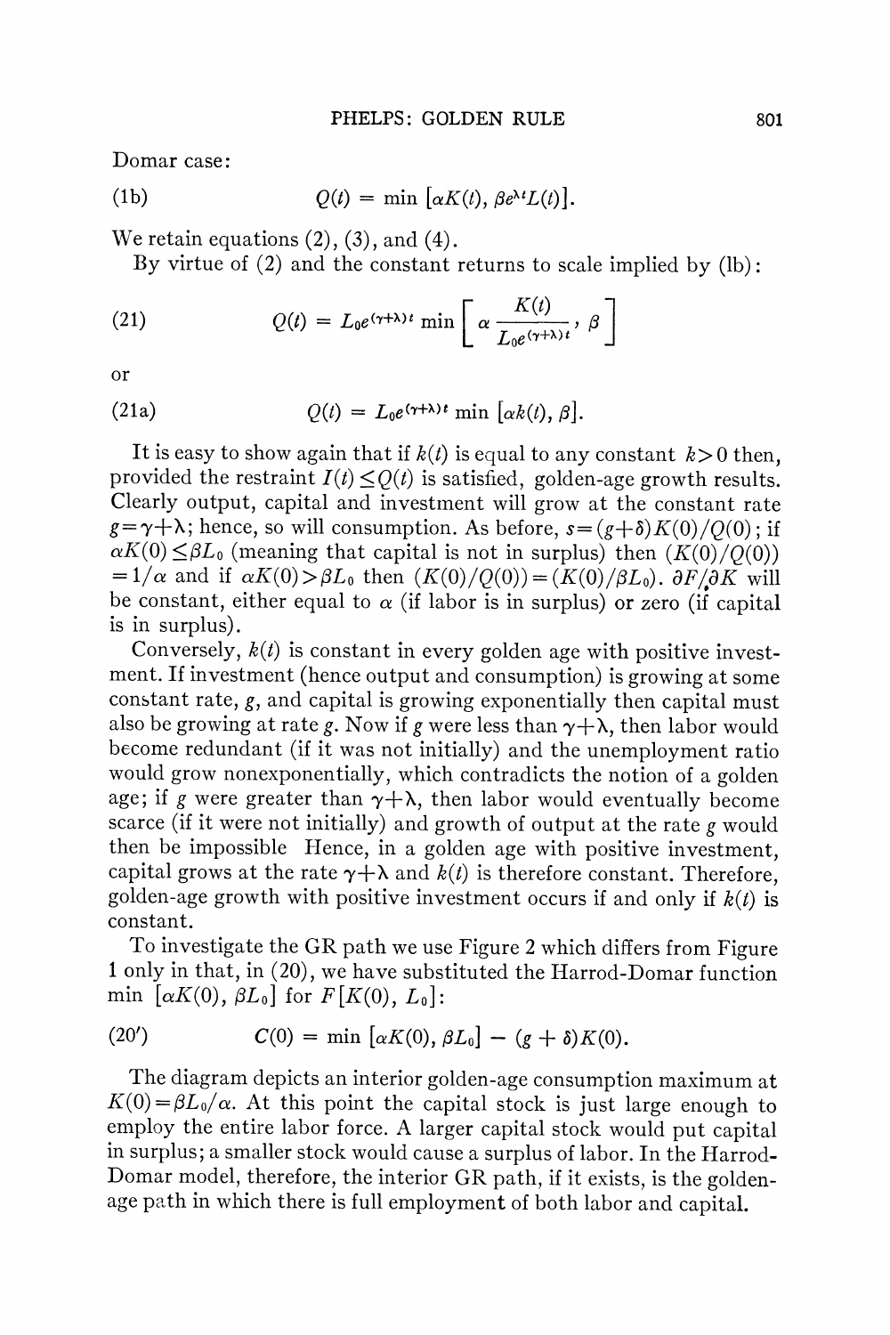Domar case:

$$Q(t) = \min\left[\alpha K(t),\ \beta e^{\lambda t} L(t)\right]. \tag{1b}$$

We retain equations (2), (3), and (4).

By virtue of (2) and the constant returns to scale implied by (lb):

$$Q(t) = L_0 e^{(\gamma+\lambda)t} \min\left[\alpha \frac{K(t)}{L_0 e^{(\gamma+\lambda)t}},\ \beta\right] \tag{21}$$

or

$$Q(t) = L_0 e^{(\gamma+\lambda)t} \min\left[\alpha k(t),\ \beta\right]. \tag{21a}$$

It is easy to show again that if $k(t)$ is equal to any constant $k>0$ then, provided the restraint $I(t) \leq Q(t)$ is satisfied, golden-age growth results. Clearly output, capital and investment will grow at the constant rate $g=\gamma+\lambda$; hence, so will consumption. As before, $s=(g+\delta)K(0)/Q(0)$; if $\alpha K(0) \leq \beta L_0$ (meaning that capital is not in surplus) then $(K(0)/Q(0)) = 1/\alpha$ and if $\alpha K(0) > \beta L_0$ then $(K(0)/Q(0)) = (K(0)/\beta L_0)$. $\partial F/\partial K$ will be constant, either equal to $\alpha$ (if labor is in surplus) or zero (if capital is in surplus).

Conversely, $k(t)$ is constant in every golden age with positive investment. If investment (hence output and consumption) is growing at some constant rate, $g$, and capital is growing exponentially then capital must also be growing at rate $g$. Now if $g$ were less than $\gamma+\lambda$, then labor would become redundant (if it was not initially) and the unemployment ratio would grow nonexponentially, which contradicts the notion of a golden age; if $g$ were greater than $\gamma+\lambda$, then labor would eventually become scarce (if it were not initially) and growth of output at the rate $g$ would then be impossible Hence, in a golden age with positive investment, capital grows at the rate $\gamma+\lambda$ and $k(t)$ is therefore constant. Therefore, golden-age growth with positive investment occurs if and only if $k(t)$ is constant.

To investigate the GR path we use Figure 2 which differs from Figure 1 only in that, in (20), we have substituted the Harrod-Domar function $\min[\alpha K(0), \beta L_0]$ for $F[K(0), L_0]$:

$$C(0) = \min\left[\alpha K(0),\ \beta L_0\right] - (g+\delta)K(0). \tag{20'}$$

The diagram depicts an interior golden-age consumption maximum at $K(0) = \beta L_0/\alpha$. At this point the capital stock is just large enough to employ the entire labor force. A larger capital stock would put capital in surplus; a smaller stock would cause a surplus of labor. In the Harrod-Domar model, therefore, the interior GR path, if it exists, is the golden-age path in which there is full employment of both labor and capital.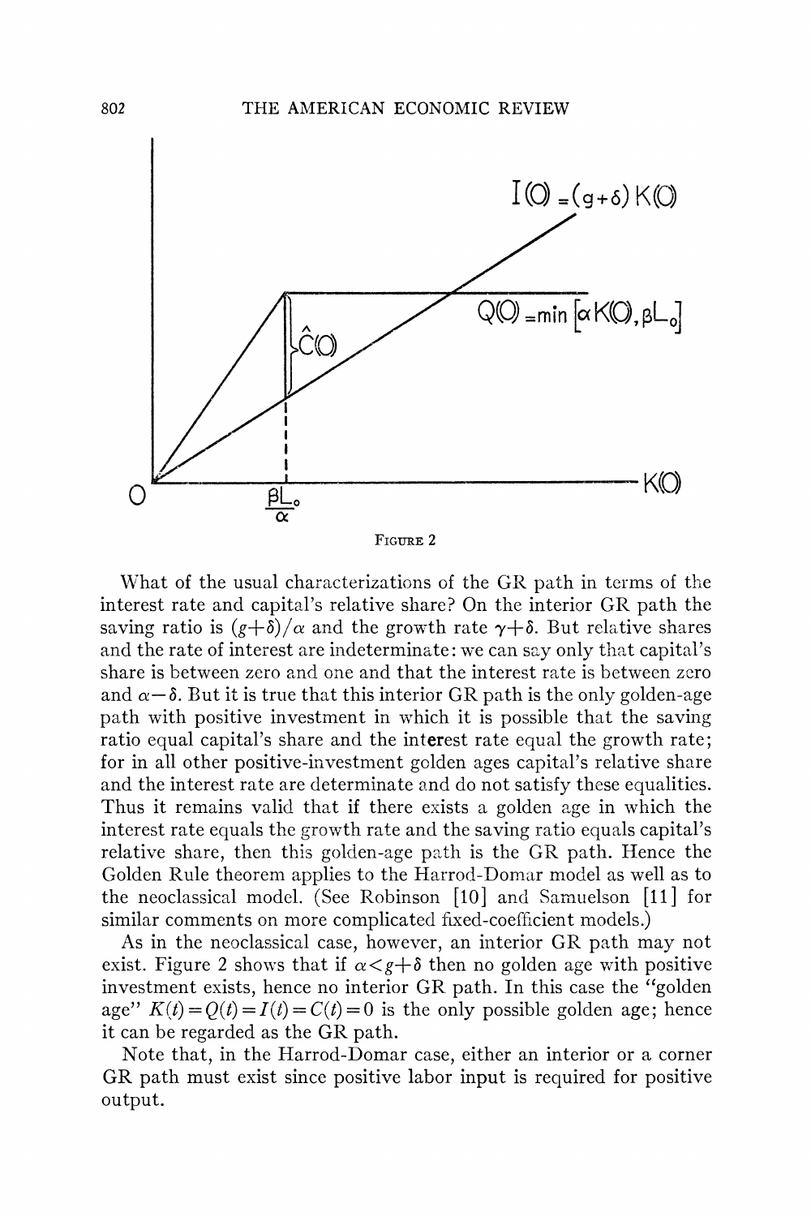FIGURE 2

What of the usual characterizations of the GR path in terms of the interest rate and capital's relative share? On the interior GR path the saving ratio is $(g+\delta)/\alpha$ and the growth rate $\gamma+\delta$. But relative shares and the rate of interest are indeterminate: we can say only that capital's share is between zero and one and that the interest rate is between zero and $\alpha-\delta$. But it is true that this interior GR path is the only golden-age path with positive investment in which it is possible that the saving ratio equal capital's share and the interest rate equal the growth rate; for in all other positive-investment golden ages capital's relative share and the interest rate are determinate and do not satisfy these equalities. Thus it remains valid that if there exists a golden age in which the interest rate equals the growth rate and the saving ratio equals capital's relative share, then this golden-age path is the GR path. Hence the Golden Rule theorem applies to the Harrod-Domar model as well as to the neoclassical model. (See Robinson [10] and Samuelson [11] for similar comments on more complicated fixed-coefficient models.)

As in the neoclassical case, however, an interior GR path may not exist. Figure 2 shows that if $\alpha < g+\delta$ then no golden age with positive investment exists, hence no interior GR path. In this case the "golden age" $K(t)=Q(t)=I(t)=C(t)=0$ is the only possible golden age; hence it can be regarded as the GR path.

Note that, in the Harrod-Domar case, either an interior or a corner GR path must exist since positive labor input is required for positive output.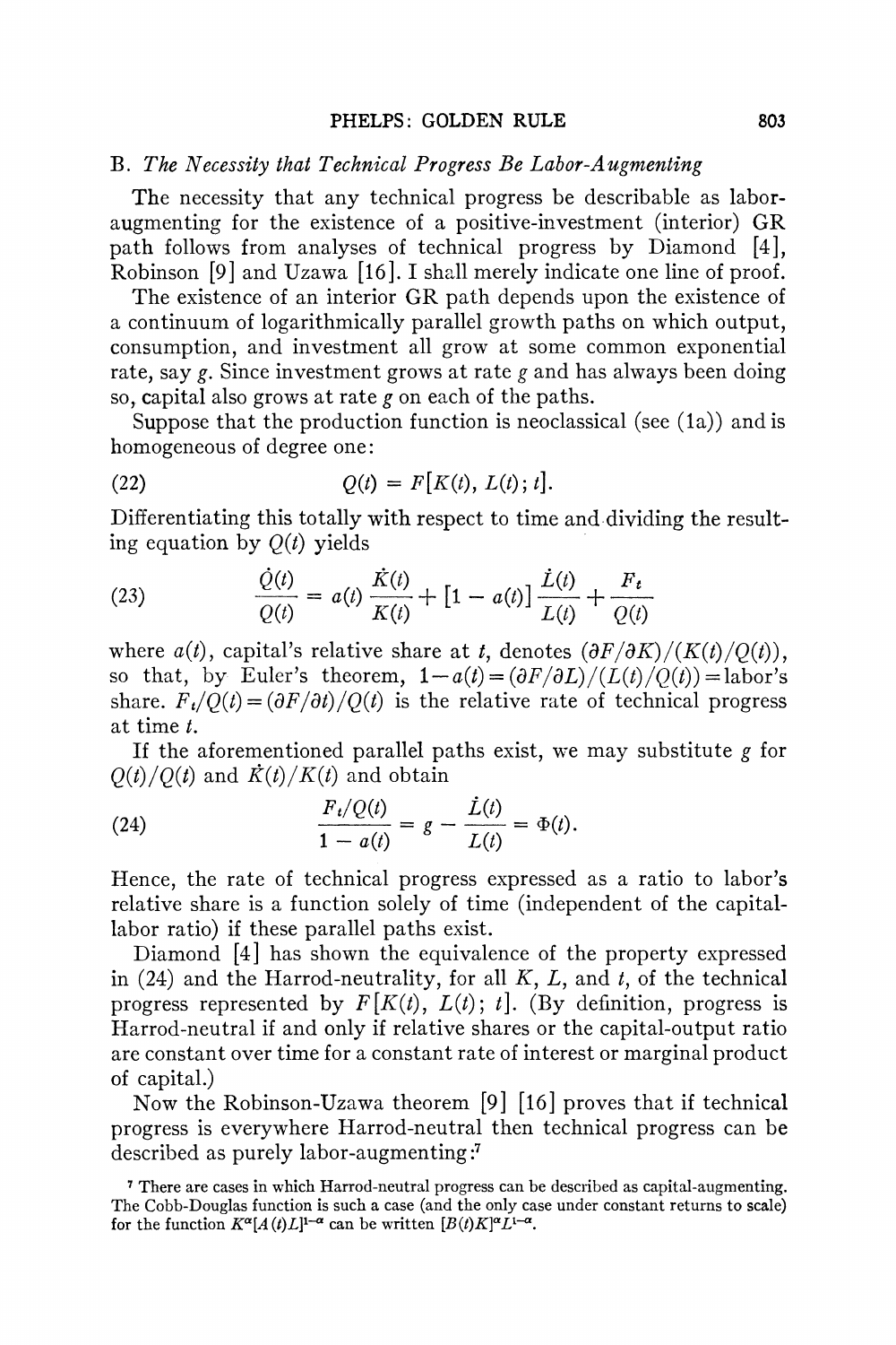### B. *The Necessity that Technical Progress Be Labor-Augmenting*

The necessity that any technical progress be describable as labor-augmenting for the existence of a positive-investment (interior) GR path follows from analyses of technical progress by Diamond [4], Robinson [9] and Uzawa [16]. I shall merely indicate one line of proof.

The existence of an interior GR path depends upon the existence of a continuum of logarithmically parallel growth paths on which output, consumption, and investment all grow at some common exponential rate, say $g$. Since investment grows at rate $g$ and has always been doing so, capital also grows at rate $g$ on each of the paths.

Suppose that the production function is neoclassical (see (1a)) and is homogeneous of degree one:

$$Q(t) = F[K(t), L(t); t]. \tag{22}$$

Differentiating this totally with respect to time and dividing the resulting equation by $Q(t)$ yields

$$\frac{\dot{Q}(t)}{Q(t)} = a(t)\frac{\dot{K}(t)}{K(t)} + [1 - a(t)]\frac{\dot{L}(t)}{L(t)} + \frac{F_t}{Q(t)} \tag{23}$$

where $a(t)$, capital's relative share at $t$, denotes $(\partial F/\partial K)/(K(t)/Q(t))$, so that, by Euler's theorem, $1-a(t) = (\partial F/\partial L)/(L(t)/Q(t)) =$ labor's share. $F_t/Q(t) = (\partial F/\partial t)/Q(t)$ is the relative rate of technical progress at time $t$.

If the aforementioned parallel paths exist, we may substitute $g$ for $Q(t)/Q(t)$ and $\dot{K}(t)/K(t)$ and obtain

$$\frac{F_t/Q(t)}{1 - a(t)} = g - \frac{\dot{L}(t)}{L(t)} = \Phi(t). \tag{24}$$

Hence, the rate of technical progress expressed as a ratio to labor's relative share is a function solely of time (independent of the capital-labor ratio) if these parallel paths exist.

Diamond [4] has shown the equivalence of the property expressed in (24) and the Harrod-neutrality, for all $K$, $L$, and $t$, of the technical progress represented by $F[K(t), L(t); t]$. (By definition, progress is Harrod-neutral if and only if relative shares or the capital-output ratio are constant over time for a constant rate of interest or marginal product of capital.)

Now the Robinson-Uzawa theorem [9] [16] proves that if technical progress is everywhere Harrod-neutral then technical progress can be described as purely labor-augmenting:[7]

[7] There are cases in which Harrod-neutral progress can be described as capital-augmenting. The Cobb-Douglas function is such a case (and the only case under constant returns to scale) for the function $K^{\alpha}[A(t)L]^{1-\alpha}$ can be written $[B(t)K]^{\alpha}L^{1-\alpha}$.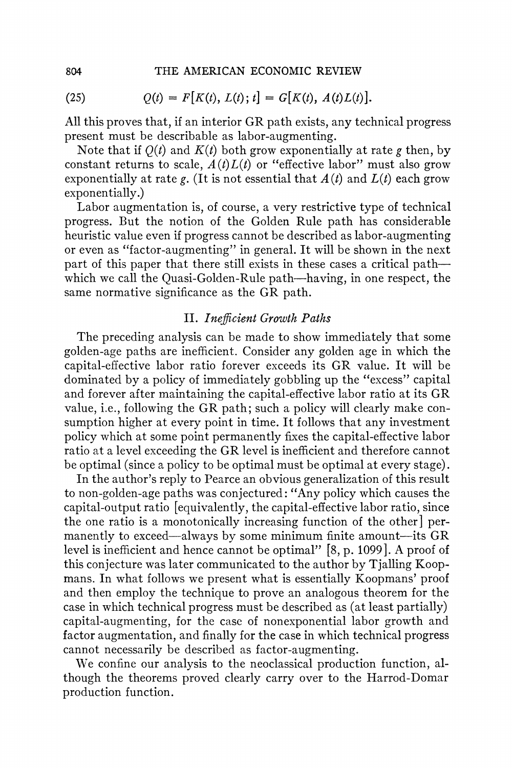$$Q(t) = F[K(t), L(t); t] = G[K(t), A(t)L(t)]. \tag{25}$$

All this proves that, if an interior GR path exists, any technical progress present must be describable as labor-augmenting.

Note that if $Q(t)$ and $K(t)$ both grow exponentially at rate $g$ then, by constant returns to scale, $A(t)L(t)$ or "effective labor" must also grow exponentially at rate $g$. (It is not essential that $A(t)$ and $L(t)$ each grow exponentially.)

Labor augmentation is, of course, a very restrictive type of technical progress. But the notion of the Golden Rule path has considerable heuristic value even if progress cannot be described as labor-augmenting or even as "factor-augmenting" in general. It will be shown in the next part of this paper that there still exists in these cases a critical path—which we call the Quasi-Golden-Rule path—having, in one respect, the same normative significance as the GR path.

## II. *Inefficient Growth Paths*

The preceding analysis can be made to show immediately that some golden-age paths are inefficient. Consider any golden age in which the capital-effective labor ratio forever exceeds its GR value. It will be dominated by a policy of immediately gobbling up the "excess" capital and forever after maintaining the capital-effective labor ratio at its GR value, i.e., following the GR path; such a policy will clearly make consumption higher at every point in time. It follows that any investment policy which at some point permanently fixes the capital-effective labor ratio at a level exceeding the GR level is inefficient and therefore cannot be optimal (since a policy to be optimal must be optimal at every stage).

In the author's reply to Pearce an obvious generalization of this result to non-golden-age paths was conjectured: "Any policy which causes the capital-output ratio [equivalently, the capital-effective labor ratio, since the one ratio is a monotonically increasing function of the other] permanently to exceed—always by some minimum finite amount—its GR level is inefficient and hence cannot be optimal" [8, p. 1099]. A proof of this conjecture was later communicated to the author by Tjalling Koopmans. In what follows we present what is essentially Koopmans' proof and then employ the technique to prove an analogous theorem for the case in which technical progress must be described as (at least partially) capital-augmenting, for the case of nonexponential labor growth and factor augmentation, and finally for the case in which technical progress cannot necessarily be described as factor-augmenting.

We confine our analysis to the neoclassical production function, although the theorems proved clearly carry over to the Harrod-Domar production function.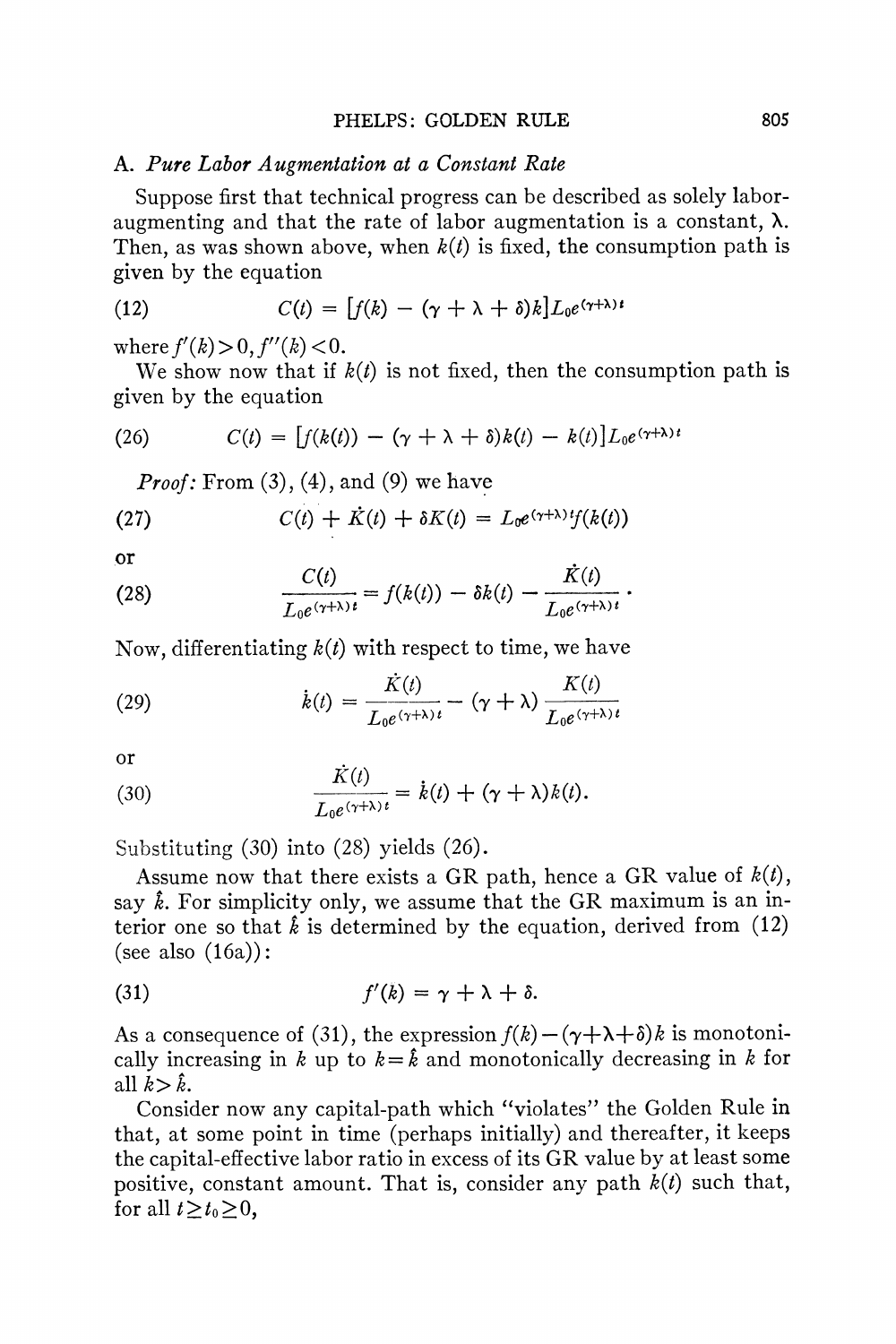### A. *Pure Labor Augmentation at a Constant Rate*

Suppose first that technical progress can be described as solely labor-augmenting and that the rate of labor augmentation is a constant, $\lambda$. Then, as was shown above, when $k(t)$ is fixed, the consumption path is given by the equation

$$C(t) = [f(k) - (\gamma + \lambda + \delta)k]L_0 e^{(\gamma+\lambda)t} \tag{12}$$

where $f'(k) > 0, f''(k) < 0$.

We show now that if $k(t)$ is not fixed, then the consumption path is given by the equation

$$C(t) = [f(k(t)) - (\gamma + \lambda + \delta)k(t) - \dot{k}(t)]L_0 e^{(\gamma+\lambda)t} \tag{26}$$

*Proof:* From (3), (4), and (9) we have

$$C(t) + \dot{K}(t) + \delta K(t) = L_0 e^{(\gamma+\lambda)t} f(k(t)) \tag{27}$$

or

$$\frac{C(t)}{L_0 e^{(\gamma+\lambda)t}} = f(k(t)) - \delta k(t) - \frac{\dot{K}(t)}{L_0 e^{(\gamma+\lambda)t}}. \tag{28}$$

Now, differentiating $k(t)$ with respect to time, we have

$$\dot{k}(t) = \frac{\dot{K}(t)}{L_0 e^{(\gamma+\lambda)t}} - (\gamma + \lambda)\frac{K(t)}{L_0 e^{(\gamma+\lambda)t}} \tag{29}$$

or

$$\frac{\dot{K}(t)}{L_0 e^{(\gamma+\lambda)t}} = \dot{k}(t) + (\gamma + \lambda)k(t). \tag{30}$$

Substituting (30) into (28) yields (26).

Assume now that there exists a GR path, hence a GR value of $k(t)$, say $\hat{k}$. For simplicity only, we assume that the GR maximum is an interior one so that $\hat{k}$ is determined by the equation, derived from (12) (see also (16a)):

$$f'(k) = \gamma + \lambda + \delta. \tag{31}$$

As a consequence of (31), the expression $f(k) - (\gamma + \lambda + \delta)k$ is monotonically increasing in $k$ up to $k = \hat{k}$ and monotonically decreasing in $k$ for all $k > \hat{k}$.

Consider now any capital-path which "violates" the Golden Rule in that, at some point in time (perhaps initially) and thereafter, it keeps the capital-effective labor ratio in excess of its GR value by at least some positive, constant amount. That is, consider any path $k(t)$ such that, for all $t \geq t_0 \geq 0$,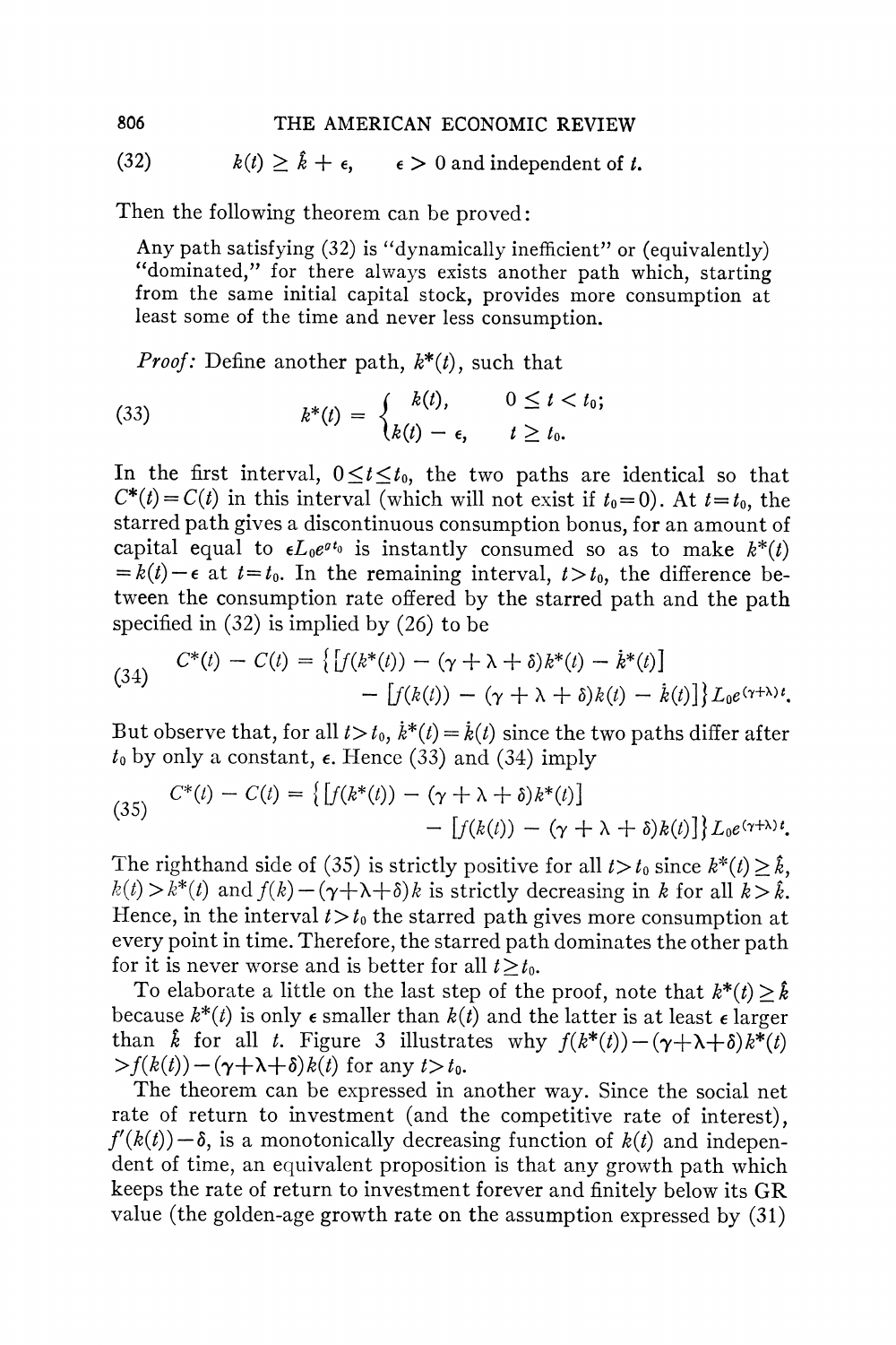$$(32) \qquad k(t) \geq \hat{k} + \epsilon, \qquad \epsilon > 0 \text{ and independent of } t.$$

Then the following theorem can be proved:

> Any path satisfying (32) is "dynamically inefficient" or (equivalently) "dominated," for there always exists another path which, starting from the same initial capital stock, provides more consumption at least some of the time and never less consumption.

*Proof:* Define another path, $k^*(t)$, such that

$$(33) \qquad k^*(t) = \begin{cases} k(t), & 0 \leq t < t_0; \\ k(t) - \epsilon, & t \geq t_0. \end{cases}$$

In the first interval, $0 \leq t \leq t_0$, the two paths are identical so that $C^*(t) = C(t)$ in this interval (which will not exist if $t_0 = 0$). At $t = t_0$, the starred path gives a discontinuous consumption bonus, for an amount of capital equal to $\epsilon L_0 e^{gt_0}$ is instantly consumed so as to make $k^*(t) = k(t) - \epsilon$ at $t = t_0$. In the remaining interval, $t > t_0$, the difference between the consumption rate offered by the starred path and the path specified in (32) is implied by (26) to be

$$(34) \qquad \begin{aligned} C^*(t) - C(t) = \{ & [f(k^*(t)) - (\gamma + \lambda + \delta)k^*(t) - \dot{k}^*(t)] \\ & - [f(k(t)) - (\gamma + \lambda + \delta)k(t) - \dot{k}(t)] \} L_0 e^{(\gamma+\lambda)t}. \end{aligned}$$

But observe that, for all $t > t_0$, $\dot{k}^*(t) = \dot{k}(t)$ since the two paths differ after $t_0$ by only a constant, $\epsilon$. Hence (33) and (34) imply

$$(35) \qquad \begin{aligned} C^*(t) - C(t) = \{ & [f(k^*(t)) - (\gamma + \lambda + \delta)k^*(t)] \\ & - [f(k(t)) - (\gamma + \lambda + \delta)k(t)] \} L_0 e^{(\gamma+\lambda)t}. \end{aligned}$$

The righthand side of (35) is strictly positive for all $t > t_0$ since $k^*(t) \geq \hat{k}$, $k(t) > k^*(t)$ and $f(k) - (\gamma + \lambda + \delta)k$ is strictly decreasing in $k$ for all $k > \hat{k}$. Hence, in the interval $t > t_0$ the starred path gives more consumption at every point in time. Therefore, the starred path dominates the other path for it is never worse and is better for all $t \geq t_0$.

To elaborate a little on the last step of the proof, note that $k^*(t) \geq \hat{k}$ because $k^*(t)$ is only $\epsilon$ smaller than $k(t)$ and the latter is at least $\epsilon$ larger than $\hat{k}$ for all $t$. Figure 3 illustrates why $f(k^*(t)) - (\gamma + \lambda + \delta)k^*(t) > f(k(t)) - (\gamma + \lambda + \delta)k(t)$ for any $t > t_0$.

The theorem can be expressed in another way. Since the social net rate of return to investment (and the competitive rate of interest), $f'(k(t)) - \delta$, is a monotonically decreasing function of $k(t)$ and independent of time, an equivalent proposition is that any growth path which keeps the rate of return to investment forever and finitely below its GR value (the golden-age growth rate on the assumption expressed by (31)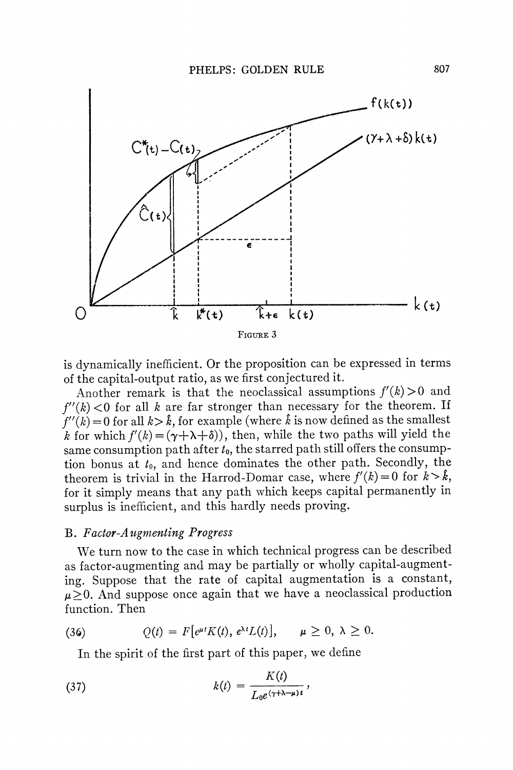FIGURE 3

is dynamically inefficient. Or the proposition can be expressed in terms of the capital-output ratio, as we first conjectured it.

Another remark is that the neoclassical assumptions $f'(k)>0$ and $f''(k)<0$ for all $k$ are far stronger than necessary for the theorem. If $f''(k)=0$ for all $k>\hat{k}$, for example (where $\hat{k}$ is now defined as the smallest $k$ for which $f'(k)=(\gamma+\lambda+\delta)$), then, while the two paths will yield the same consumption path after $t_0$, the starred path still offers the consumption bonus at $t_0$, and hence dominates the other path. Secondly, the theorem is trivial in the Harrod-Domar case, where $f'(k)=0$ for $k>\hat{k}$, for it simply means that any path which keeps capital permanently in surplus is inefficient, and this hardly needs proving.

## B. *Factor-Augmenting Progress*

We turn now to the case in which technical progress can be described as factor-augmenting and may be partially or wholly capital-augmenting. Suppose that the rate of capital augmentation is a constant, $\mu \geq 0$. And suppose once again that we have a neoclassical production function. Then

$$Q(t) = F[e^{\mu t}K(t), e^{\lambda t}L(t)], \qquad \mu \geq 0, \lambda \geq 0. \tag{36}$$

In the spirit of the first part of this paper, we define

$$k(t) = \frac{K(t)}{L_0 e^{(\gamma+\lambda-\mu)t}}, \tag{37}$$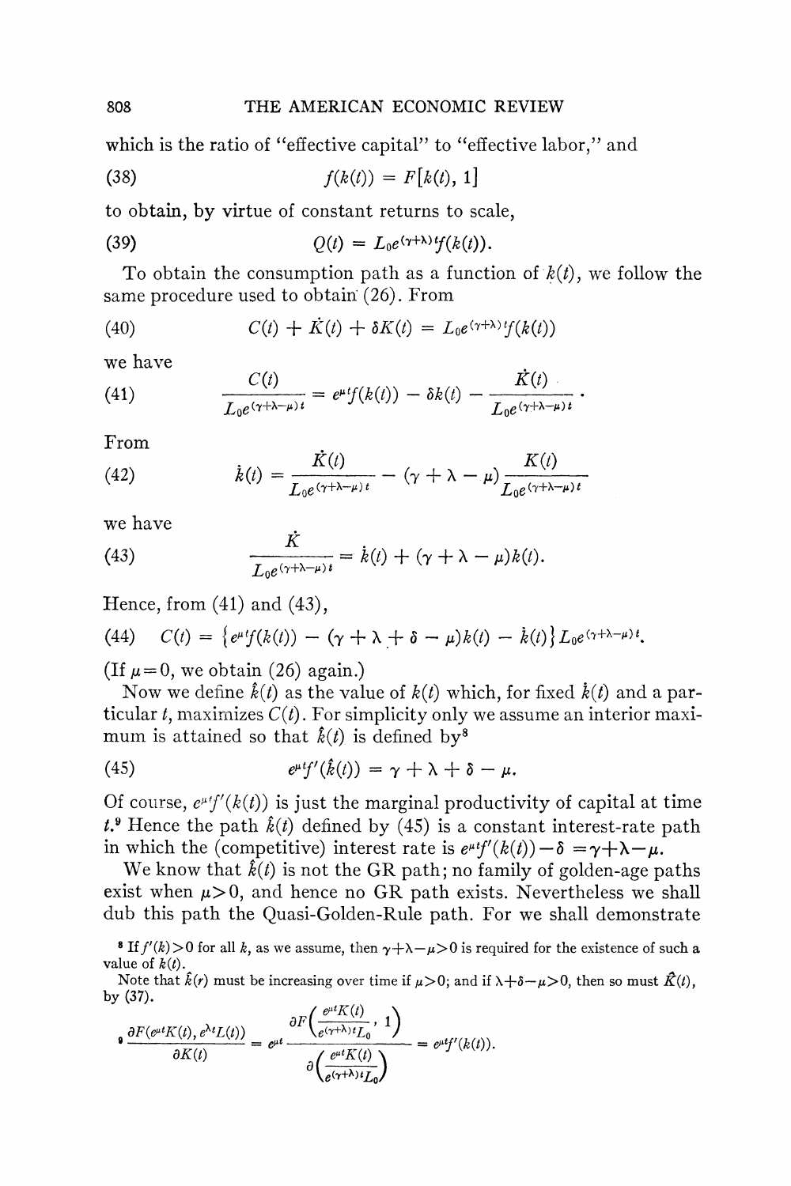which is the ratio of "effective capital" to "effective labor," and

$$f(k(t)) = F[k(t), 1] \tag{38}$$

to obtain, by virtue of constant returns to scale,

$$Q(t) = L_0 e^{(\gamma+\lambda)t} f(k(t)). \tag{39}$$

To obtain the consumption path as a function of $k(t)$, we follow the same procedure used to obtain (26). From

$$C(t) + \dot{K}(t) + \delta K(t) = L_0 e^{(\gamma+\lambda)t} f(k(t)) \tag{40}$$

we have

$$\frac{C(t)}{L_0 e^{(\gamma+\lambda-\mu)t}} = e^{\mu t} f(k(t)) - \delta k(t) - \frac{\dot{K}(t)}{L_0 e^{(\gamma+\lambda-\mu)t}}. \tag{41}$$

From

$$\dot{k}(t) = \frac{\dot{K}(t)}{L_0 e^{(\gamma+\lambda-\mu)t}} - (\gamma + \lambda - \mu) \frac{K(t)}{L_0 e^{(\gamma+\lambda-\mu)t}} \tag{42}$$

we have

$$\frac{\dot{K}}{L_0 e^{(\gamma+\lambda-\mu)t}} = \dot{k}(t) + (\gamma + \lambda - \mu) k(t). \tag{43}$$

Hence, from (41) and (43),

$$C(t) = \left\{ e^{\mu t} f(k(t)) - (\gamma + \lambda + \delta - \mu) k(t) - \dot{k}(t) \right\} L_0 e^{(\gamma+\lambda-\mu)t}. \tag{44}$$

(If $\mu = 0$, we obtain (26) again.)

Now we define $\hat{k}(t)$ as the value of $k(t)$ which, for fixed $\dot{k}(t)$ and a particular $t$, maximizes $C(t)$. For simplicity only we assume an interior maximum is attained so that $\hat{k}(t)$ is defined by[8]

$$e^{\mu t} f'(\hat{k}(t)) = \gamma + \lambda + \delta - \mu. \tag{45}$$

Of course, $e^{\mu t} f'(k(t))$ is just the marginal productivity of capital at time $t$.[9] Hence the path $\hat{k}(t)$ defined by (45) is a constant interest-rate path in which the (competitive) interest rate is $e^{\mu t} f'(k(t)) - \delta = \gamma + \lambda - \mu$.

We know that $\hat{k}(t)$ is not the GR path; no family of golden-age paths exist when $\mu > 0$, and hence no GR path exists. Nevertheless we shall dub this path the Quasi-Golden-Rule path. For we shall demonstrate

[8] If $f'(k) > 0$ for all $k$, as we assume, then $\gamma + \lambda - \mu > 0$ is required for the existence of such a value of $k(t)$.

Note that $\hat{k}(r)$ must be increasing over time if $\mu > 0$; and if $\lambda + \delta - \mu > 0$, then so must $\hat{K}(t)$, by (37).

[9] $$\frac{\partial F(e^{\mu t} K(t), e^{\lambda t} L(t))}{\partial K(t)} = e^{\mu t} \frac{\partial F\left(\frac{e^{\mu t} K(t)}{e^{(\gamma+\lambda)t} L_0}, 1\right)}{\partial \left(\frac{e^{\mu t} K(t)}{e^{(\gamma+\lambda)t} L_0}\right)} = e^{\mu t} f'(k(t)).$$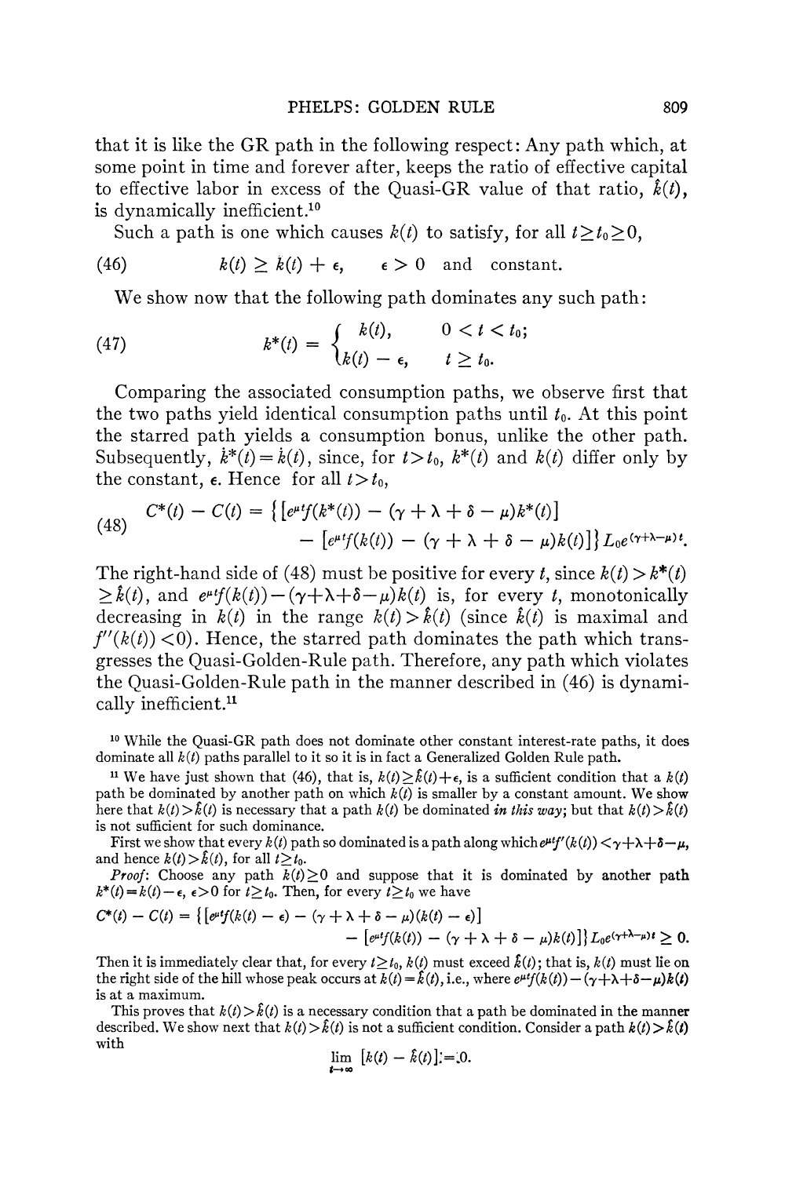that it is like the GR path in the following respect: Any path which, at some point in time and forever after, keeps the ratio of effective capital to effective labor in excess of the Quasi-GR value of that ratio, $\hat{k}(t)$, is dynamically inefficient.[10]

Such a path is one which causes $k(t)$ to satisfy, for all $t \geq t_0 \geq 0$,

$$k(t) \geq \hat{k}(t) + \epsilon, \qquad \epsilon > 0 \text{ and constant.} \tag{46}$$

We show now that the following path dominates any such path:

$$k^*(t) = \begin{cases} k(t), & 0 < t < t_0; \\ k(t) - \epsilon, & t \geq t_0. \end{cases} \tag{47}$$

Comparing the associated consumption paths, we observe first that the two paths yield identical consumption paths until $t_0$. At this point the starred path yields a consumption bonus, unlike the other path. Subsequently, $\dot{k}^*(t) = \dot{k}(t)$, since, for $t > t_0$, $k^*(t)$ and $k(t)$ differ only by the constant, $\epsilon$. Hence for all $t > t_0$,

$$\begin{aligned} C^*(t) - C(t) = \{ [e^{\mu t} f(k^*(t)) &- (\gamma + \lambda + \delta - \mu) k^*(t)] \\ &- [e^{\mu t} f(k(t)) - (\gamma + \lambda + \delta - \mu) k(t)] \} L_0 e^{(\gamma + \lambda - \mu) t}. \end{aligned} \tag{48}$$

The right-hand side of (48) must be positive for every $t$, since $k(t) > k^*(t) \geq \hat{k}(t)$, and $e^{\mu t} f(k(t)) - (\gamma + \lambda + \delta - \mu) k(t)$ is, for every $t$, monotonically decreasing in $k(t)$ in the range $k(t) > \hat{k}(t)$ (since $\hat{k}(t)$ is maximal and $f''(k(t)) < 0$). Hence, the starred path dominates the path which transgresses the Quasi-Golden-Rule path. Therefore, any path which violates the Quasi-Golden-Rule path in the manner described in (46) is dynamically inefficient.[11]

---

[10] While the Quasi-GR path does not dominate other constant interest-rate paths, it does dominate all $k(t)$ paths parallel to it so it is in fact a Generalized Golden Rule path.

[11] We have just shown that (46), that is, $k(t) \geq \hat{k}(t) + \epsilon$, is a sufficient condition that a $k(t)$ path be dominated by another path on which $k(t)$ is smaller by a constant amount. We show here that $k(t) > \hat{k}(t)$ is necessary that a path $k(t)$ be dominated *in this way*; but that $k(t) > \hat{k}(t)$ is not sufficient for such dominance.

First we show that every $k(t)$ path so dominated is a path along which $e^{\mu t} f'(k(t)) < \gamma + \lambda + \delta - \mu$, and hence $k(t) > \hat{k}(t)$, for all $t \geq t_0$.

*Proof*: Choose any path $k(t) \geq 0$ and suppose that it is dominated by another path $k^*(t) = k(t) - \epsilon$, $\epsilon > 0$ for $t \geq t_0$. Then, for every $t \geq t_0$ we have

$$\begin{aligned} C^*(t) - C(t) = \{ [e^{\mu t} f(k(t) - \epsilon) &- (\gamma + \lambda + \delta - \mu)(k(t) - \epsilon)] \\ &- [e^{\mu t} f(k(t)) - (\gamma + \lambda + \delta - \mu) k(t)] \} L_0 e^{(\gamma + \lambda - \mu) t} \geq 0. \end{aligned}$$

Then it is immediately clear that, for every $t \geq t_0$, $k(t)$ must exceed $\hat{k}(t)$; that is, $k(t)$ must lie on the right side of the hill whose peak occurs at $k(t) = \hat{k}(t)$, i.e., where $e^{\mu t} f(k(t)) - (\gamma + \lambda + \delta - \mu) k(t)$ is at a maximum.

This proves that $k(t) > \hat{k}(t)$ is a necessary condition that a path be dominated in the manner described. We show next that $k(t) > \hat{k}(t)$ is not a sufficient condition. Consider a path $k(t) > \hat{k}(t)$ with

$$\lim_{t \to \infty} [k(t) - \hat{k}(t)] = 0.$$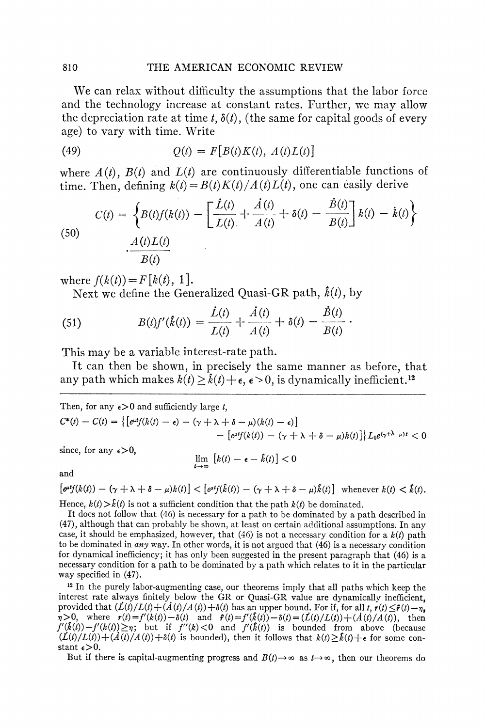We can relax without difficulty the assumptions that the labor force and the technology increase at constant rates. Further, we may allow the depreciation rate at time $t$, $\delta(t)$, (the same for capital goods of every age) to vary with time. Write

$$Q(t) = F[B(t)K(t),\ A(t)L(t)] \tag{49}$$

where $A(t)$, $B(t)$ and $L(t)$ are continuously differentiable functions of time. Then, defining $k(t) = B(t)K(t)/A(t)L(t)$, one can easily derive

$$C(t) = \left\{ B(t)f(k(t)) - \left[\frac{\dot{L}(t)}{L(t)} + \frac{\dot{A}(t)}{A(t)} + \delta(t) - \frac{\dot{B}(t)}{B(t)}\right] k(t) - \dot{k}(t) \right\} \cdot \frac{A(t)L(t)}{B(t)} \tag{50}$$

where $f(k(t)) = F[k(t),\ 1]$.

Next we define the Generalized Quasi-GR path, $\hat{k}(t)$, by

$$B(t)f'(\hat{k}(t)) = \frac{\dot{L}(t)}{L(t)} + \frac{\dot{A}(t)}{A(t)} + \delta(t) - \frac{\dot{B}(t)}{B(t)} \cdot \tag{51}$$

This may be a variable interest-rate path.

It can then be shown, in precisely the same manner as before, that any path which makes $k(t) \geq \hat{k}(t) + \epsilon$, $\epsilon > 0$, is dynamically inefficient.[12]

---

Then, for any $\epsilon > 0$ and sufficiently large $t$,

$$C^*(t) - C(t) = \{[e^{\mu t}f(k(t) - \epsilon) - (\gamma + \lambda + \delta - \mu)(k(t) - \epsilon)] - [e^{\mu t}f(k(t)) - (\gamma + \lambda + \delta - \mu)k(t)]\} L_0 e^{(\gamma+\lambda-\mu)t} < 0$$

since, for any $\epsilon > 0$,

$$\lim_{t\to\infty} [k(t) - \epsilon - \hat{k}(t)] < 0$$

and

$$[e^{\mu t}f(k(t)) - (\gamma + \lambda + \delta - \mu)k(t)] < [e^{\mu t}f(\hat{k}(t)) - (\gamma + \lambda + \delta - \mu)\hat{k}(t)] \quad \text{whenever } k(t) < \hat{k}(t).$$

Hence, $k(t) > \hat{k}(t)$ is not a sufficient condition that the path $k(t)$ be dominated.

It does not follow that (46) is necessary for a path to be dominated by a path described in (47), although that can probably be shown, at least on certain additional assumptions. In any case, it should be emphasized, however, that (46) is not a necessary condition for a $k(t)$ path to be dominated in *any* way. In other words, it is not argued that (46) is a necessary condition for dynamical inefficiency; it has only been suggested in the present paragraph that (46) is a necessary condition for a path to be dominated by a path which relates to it in the particular way specified in (47).

[12] In the purely labor-augmenting case, our theorems imply that all paths which keep the interest rate always finitely below the GR or Quasi-GR value are dynamically inefficient, provided that $(\dot{L}(t)/L(t) + (\dot{A}(t)/A(t)) + \delta(t)$ has an upper bound. For if, for all $t$, $r(t) \leq \hat{r}(t) - \eta$, $\eta > 0$, where $r(t) = f'(k(t)) - \delta(t)$ and $\hat{r}(t) = f'(\hat{k}(t)) - \delta(t) = (\dot{L}(t)/L(t)) + (\dot{A}(t)/A(t))$, then $f'(\hat{k}(t)) - f'(k(t)) \geq \eta$; but if $f''(k) < 0$ and $f'(\hat{k}(t))$ is bounded from above (because $(\dot{L}(t)/L(t)) + (\dot{A}(t)/A(t)) + \delta(t)$ is bounded), then it follows that $k(t) \geq \hat{k}(t) + \epsilon$ for some constant $\epsilon > 0$.

But if there is capital-augmenting progress and $B(t) \to \infty$ as $t \to \infty$, then our theorems do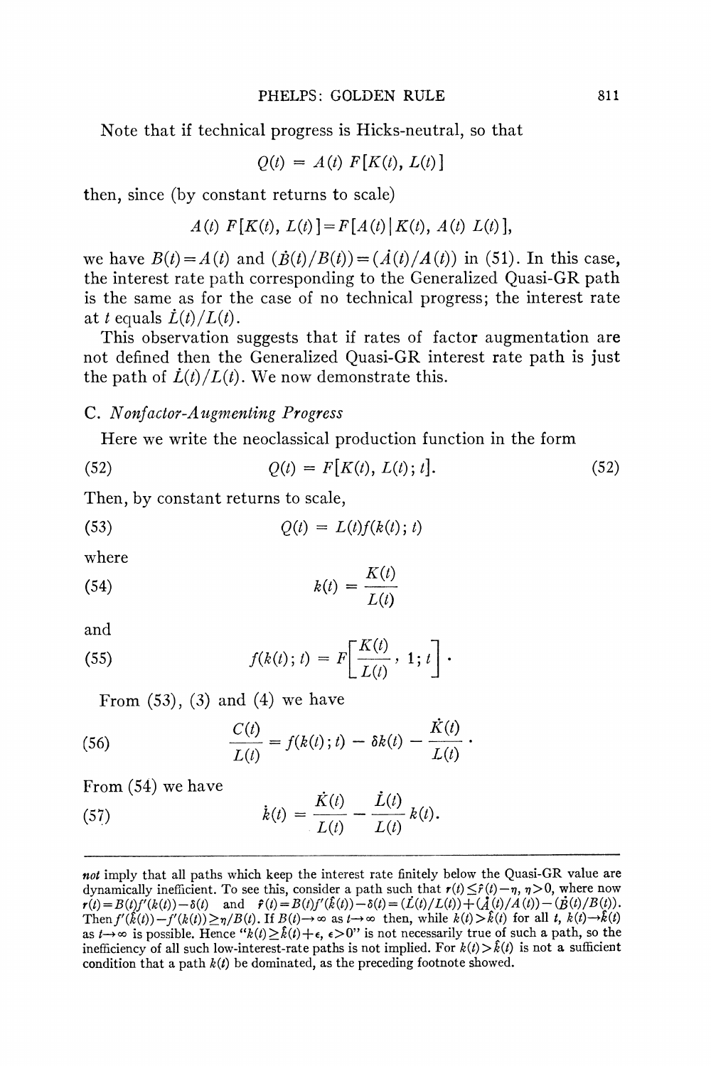Note that if technical progress is Hicks-neutral, so that

$$Q(t) = A(t)\, F[K(t), L(t)]$$

then, since (by constant returns to scale)

$$A(t)\, F[K(t), L(t)] = F[A(t) | K(t), A(t)\, L(t)],$$

we have $B(t) = A(t)$ and $(\dot{B}(t)/B(t)) = (\dot{A}(t)/A(t))$ in (51). In this case, the interest rate path corresponding to the Generalized Quasi-GR path is the same as for the case of no technical progress; the interest rate at $t$ equals $\dot{L}(t)/L(t)$.

This observation suggests that if rates of factor augmentation are not defined then the Generalized Quasi-GR interest rate path is just the path of $\dot{L}(t)/L(t)$. We now demonstrate this.

### C. *Nonfactor-Augmenting Progress*

Here we write the neoclassical production function in the form

$$Q(t) = F[K(t), L(t); t]. \tag{52}$$

Then, by constant returns to scale,

$$Q(t) = L(t) f(k(t); t) \tag{53}$$

where

$$k(t) = \frac{K(t)}{L(t)} \tag{54}$$

and

$$f(k(t); t) = F\left[\frac{K(t)}{L(t)}, 1; t\right]. \tag{55}$$

From (53), (3) and (4) we have

$$\frac{C(t)}{L(t)} = f(k(t); t) - \delta k(t) - \frac{\dot{K}(t)}{L(t)}. \tag{56}$$

From (54) we have

$$\dot{k}(t) = \frac{\dot{K}(t)}{L(t)} - \frac{\dot{L}(t)}{L(t)} k(t). \tag{57}$$

---

*not* imply that all paths which keep the interest rate finitely below the Quasi-GR value are dynamically inefficient. To see this, consider a path such that $r(t) \leq \hat{r}(t) - \eta$, $\eta > 0$, where now $r(t) = B(t) f'(k(t)) - \delta(t)$ and $\hat{r}(t) = B(t) f'(\hat{k}(t)) - \delta(t) = (\dot{L}(t)/L(t)) + (\dot{A}(t)/A(t)) - (\dot{B}(t)/B(t))$. Then $f'(\hat{k}(t)) - f'(k(t)) \geq \eta / B(t)$. If $B(t) \to \infty$ as $t \to \infty$ then, while $k(t) > \hat{k}(t)$ for all $t$, $k(t) \to \hat{k}(t)$ as $t \to \infty$ is possible. Hence "$k(t) \geq \hat{k}(t) + \epsilon$, $\epsilon > 0$" is not necessarily true of such a path, so the inefficiency of all such low-interest-rate paths is not implied. For $k(t) > \hat{k}(t)$ is not a sufficient condition that a path $k(t)$ be dominated, as the preceding footnote showed.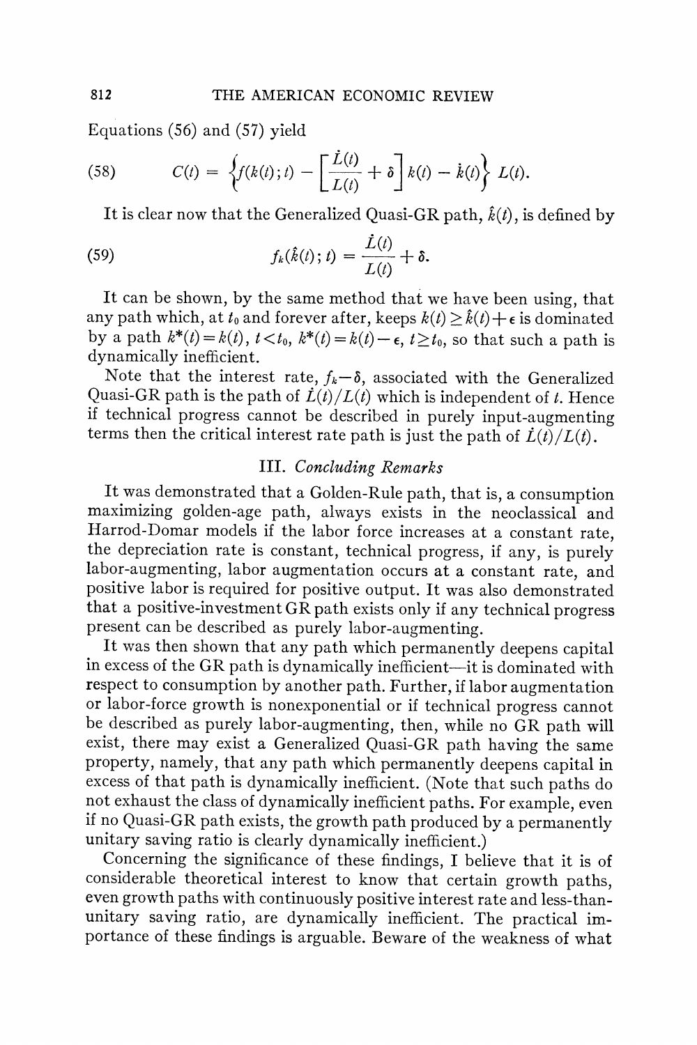Equations (56) and (57) yield

$$C(t) = \left\{ f(k(t); t) - \left[ \frac{\dot{L}(t)}{L(t)} + \delta \right] k(t) - \dot{k}(t) \right\} L(t). \tag{58}$$

It is clear now that the Generalized Quasi-GR path, $\hat{k}(t)$, is defined by

$$f_k(\hat{k}(t); t) = \frac{\dot{L}(t)}{L(t)} + \delta. \tag{59}$$

It can be shown, by the same method that we have been using, that any path which, at $t_0$ and forever after, keeps $k(t) \geq \hat{k}(t) + \epsilon$ is dominated by a path $k^*(t) = k(t)$, $t < t_0$, $k^*(t) = k(t) - \epsilon$, $t \geq t_0$, so that such a path is dynamically inefficient.

Note that the interest rate, $f_k - \delta$, associated with the Generalized Quasi-GR path is the path of $\dot{L}(t)/L(t)$ which is independent of $t$. Hence if technical progress cannot be described in purely input-augmenting terms then the critical interest rate path is just the path of $\dot{L}(t)/L(t)$.

## III. *Concluding Remarks*

It was demonstrated that a Golden-Rule path, that is, a consumption maximizing golden-age path, always exists in the neoclassical and Harrod-Domar models if the labor force increases at a constant rate, the depreciation rate is constant, technical progress, if any, is purely labor-augmenting, labor augmentation occurs at a constant rate, and positive labor is required for positive output. It was also demonstrated that a positive-investment GR path exists only if any technical progress present can be described as purely labor-augmenting.

It was then shown that any path which permanently deepens capital in excess of the GR path is dynamically inefficient—it is dominated with respect to consumption by another path. Further, if labor augmentation or labor-force growth is nonexponential or if technical progress cannot be described as purely labor-augmenting, then, while no GR path will exist, there may exist a Generalized Quasi-GR path having the same property, namely, that any path which permanently deepens capital in excess of that path is dynamically inefficient. (Note that such paths do not exhaust the class of dynamically inefficient paths. For example, even if no Quasi-GR path exists, the growth path produced by a permanently unitary saving ratio is clearly dynamically inefficient.)

Concerning the significance of these findings, I believe that it is of considerable theoretical interest to know that certain growth paths, even growth paths with continuously positive interest rate and less-than-unitary saving ratio, are dynamically inefficient. The practical importance of these findings is arguable. Beware of the weakness of what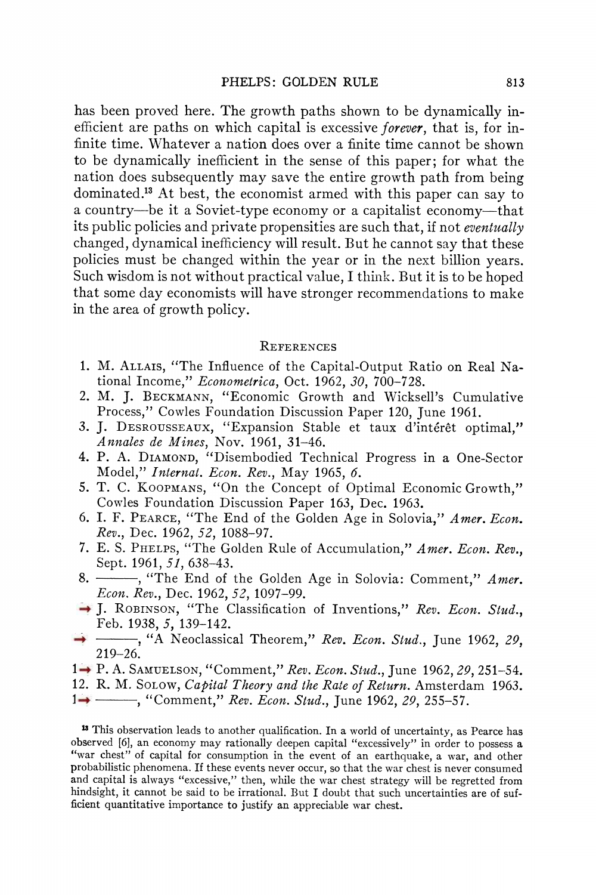has been proved here. The growth paths shown to be dynamically inefficient are paths on which capital is excessive *forever*, that is, for infinite time. Whatever a nation does over a finite time cannot be shown to be dynamically inefficient in the sense of this paper; for what the nation does subsequently may save the entire growth path from being dominated.[13] At best, the economist armed with this paper can say to a country—be it a Soviet-type economy or a capitalist economy—that its public policies and private propensities are such that, if not *eventually* changed, dynamical inefficiency will result. But he cannot say that these policies must be changed within the year or in the next billion years. Such wisdom is not without practical value, I think. But it is to be hoped that some day economists will have stronger recommendations to make in the area of growth policy.

## References

1. M. Allais, "The Influence of the Capital-Output Ratio on Real National Income," *Econometrica*, Oct. 1962, *30*, 700–728.
2. M. J. Beckmann, "Economic Growth and Wicksell's Cumulative Process," Cowles Foundation Discussion Paper 120, June 1961.
3. J. Desrousseaux, "Expansion Stable et taux d'intérêt optimal," *Annales de Mines*, Nov. 1961, 31–46.
4. P. A. Diamond, "Disembodied Technical Progress in a One-Sector Model," *Internat. Econ. Rev.*, May 1965, *6*.
5. T. C. Koopmans, "On the Concept of Optimal Economic Growth," Cowles Foundation Discussion Paper 163, Dec. 1963.
6. I. F. Pearce, "The End of the Golden Age in Solovia," *Amer. Econ. Rev.*, Dec. 1962, *52*, 1088–97.
7. E. S. Phelps, "The Golden Rule of Accumulation," *Amer. Econ. Rev.*, Sept. 1961, *51*, 638–43.
8. ———, "The End of the Golden Age in Solovia: Comment," *Amer. Econ. Rev.*, Dec. 1962, *52*, 1097–99.
9. J. Robinson, "The Classification of Inventions," *Rev. Econ. Stud.*, Feb. 1938, *5*, 139–142.
10. ———, "A Neoclassical Theorem," *Rev. Econ. Stud.*, June 1962, *29*, 219–26.
11. P. A. Samuelson, "Comment," *Rev. Econ. Stud.*, June 1962, *29*, 251–54.
12. R. M. Solow, *Capital Theory and the Rate of Return*. Amsterdam 1963.
13. ———, "Comment," *Rev. Econ. Stud.*, June 1962, *29*, 255–57.

[13] This observation leads to another qualification. In a world of uncertainty, as Pearce has observed [6], an economy may rationally deepen capital "excessively" in order to possess a "war chest" of capital for consumption in the event of an earthquake, a war, and other probabilistic phenomena. If these events never occur, so that the war chest is never consumed and capital is always "excessive," then, while the war chest strategy will be regretted from hindsight, it cannot be said to be irrational. But I doubt that such uncertainties are of sufficient quantitative importance to justify an appreciable war chest.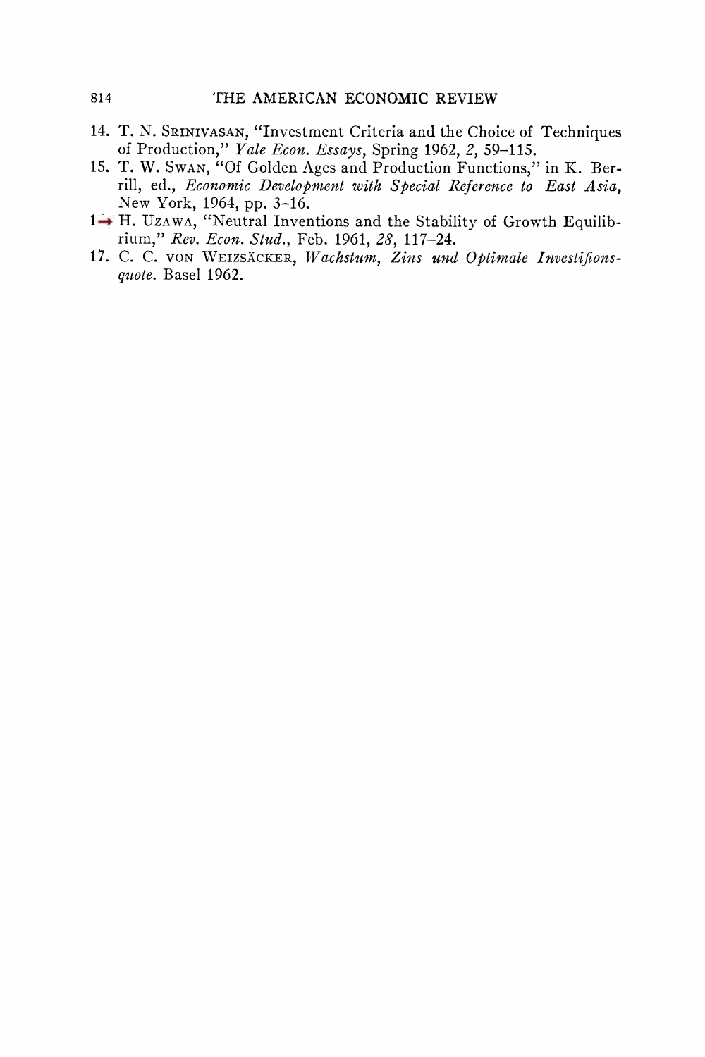14. T. N. SRINIVASAN, "Investment Criteria and the Choice of Techniques of Production," *Yale Econ. Essays*, Spring 1962, *2*, 59–115.
15. T. W. SWAN, "Of Golden Ages and Production Functions," in K. Berrill, ed., *Economic Development with Special Reference to East Asia*, New York, 1964, pp. 3–16.
16. H. UZAWA, "Neutral Inventions and the Stability of Growth Equilibrium," *Rev. Econ. Stud.*, Feb. 1961, *28*, 117–24.
17. C. C. VON WEIZSÄCKER, *Wachstum, Zins und Optimale Investifionsquote*. Basel 1962.